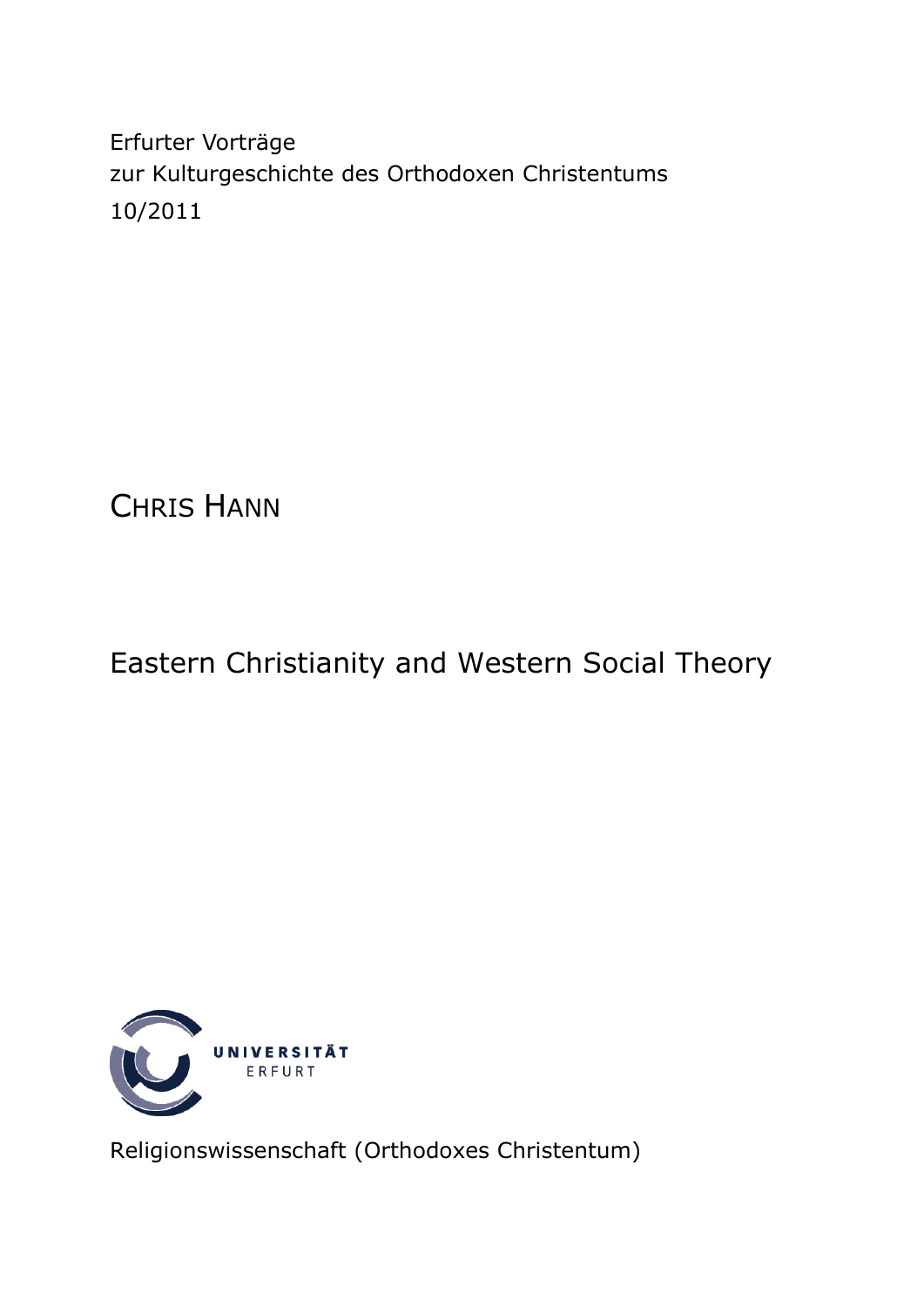Erfurter Vorträge
zur Kulturgeschichte des Orthodoxen Christentums
10/2011

CHRIS HANN

# Eastern Christianity and Western Social Theory

UNIVERSITÄT ERFURT

Religionswissenschaft (Orthodoxes Christentum)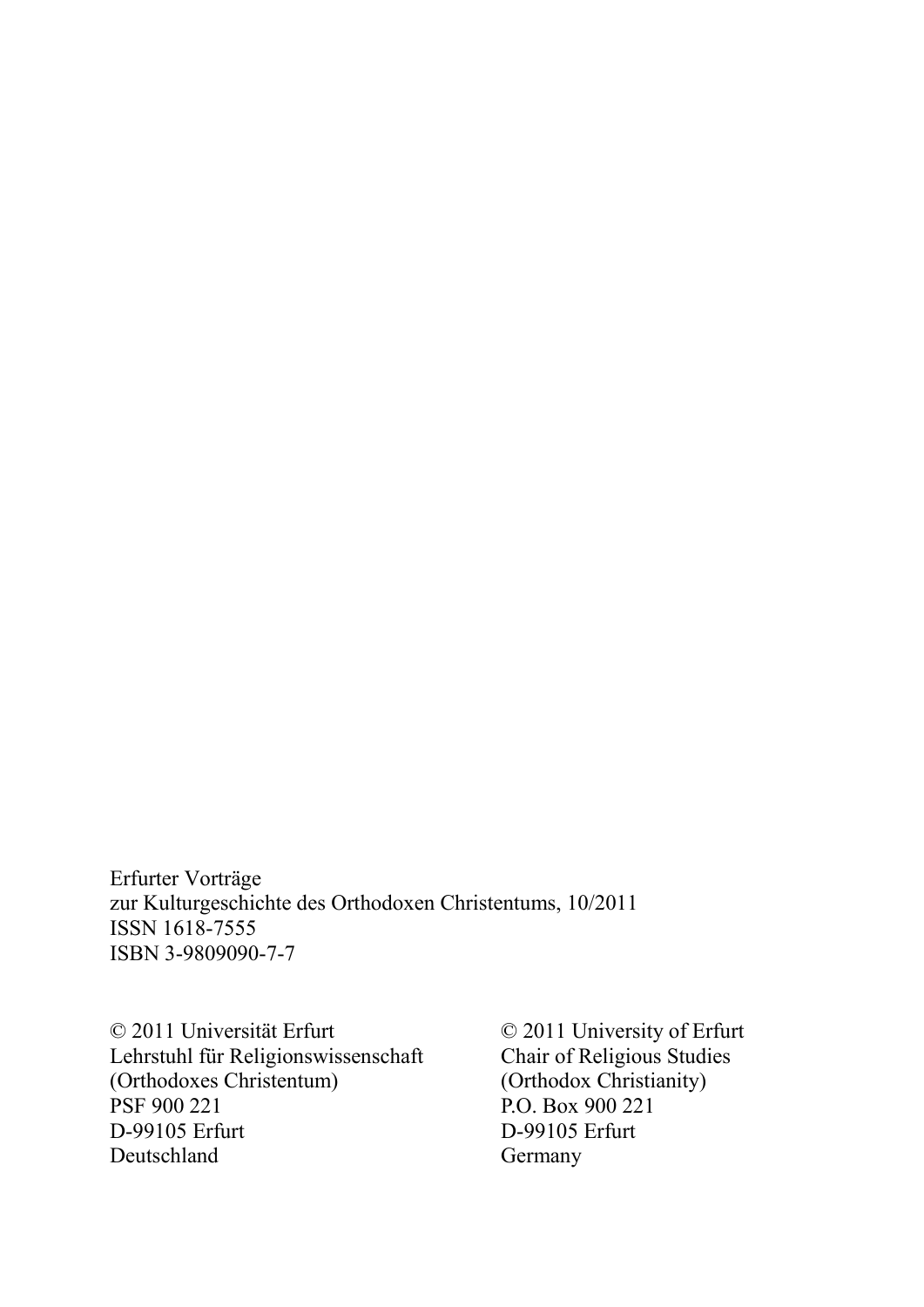Erfurter Vorträge
zur Kulturgeschichte des Orthodoxen Christentums, 10/2011
ISSN 1618-7555
ISBN 3-9809090-7-7

© 2011 Universität Erfurt
Lehrstuhl für Religionswissenschaft
(Orthodoxes Christentum)
PSF 900 221
D-99105 Erfurt
Deutschland

© 2011 University of Erfurt
Chair of Religious Studies
(Orthodox Christianity)
P.O. Box 900 221
D-99105 Erfurt
Germany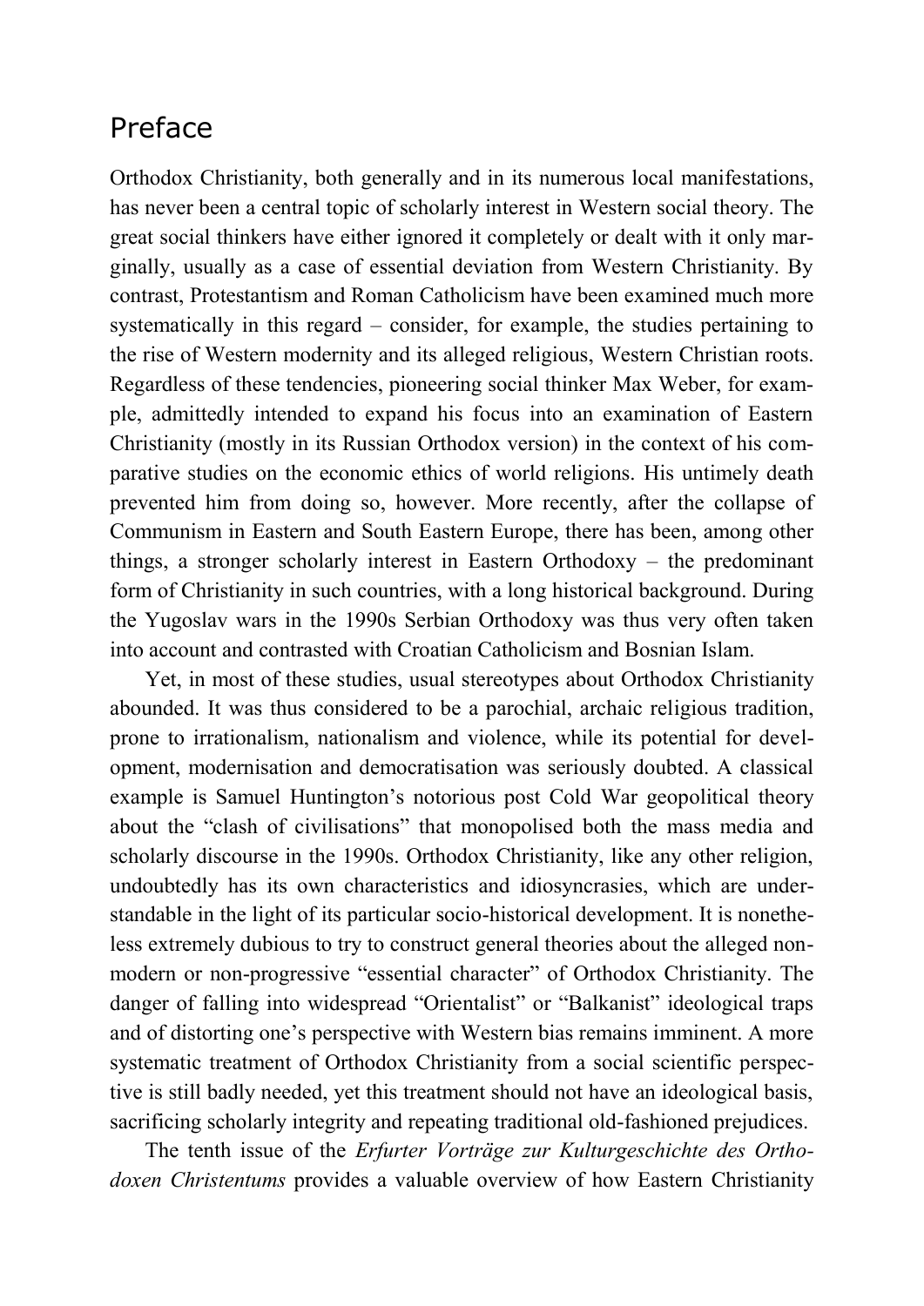# Preface

Orthodox Christianity, both generally and in its numerous local manifestations, has never been a central topic of scholarly interest in Western social theory. The great social thinkers have either ignored it completely or dealt with it only marginally, usually as a case of essential deviation from Western Christianity. By contrast, Protestantism and Roman Catholicism have been examined much more systematically in this regard – consider, for example, the studies pertaining to the rise of Western modernity and its alleged religious, Western Christian roots. Regardless of these tendencies, pioneering social thinker Max Weber, for example, admittedly intended to expand his focus into an examination of Eastern Christianity (mostly in its Russian Orthodox version) in the context of his comparative studies on the economic ethics of world religions. His untimely death prevented him from doing so, however. More recently, after the collapse of Communism in Eastern and South Eastern Europe, there has been, among other things, a stronger scholarly interest in Eastern Orthodoxy – the predominant form of Christianity in such countries, with a long historical background. During the Yugoslav wars in the 1990s Serbian Orthodoxy was thus very often taken into account and contrasted with Croatian Catholicism and Bosnian Islam.

Yet, in most of these studies, usual stereotypes about Orthodox Christianity abounded. It was thus considered to be a parochial, archaic religious tradition, prone to irrationalism, nationalism and violence, while its potential for development, modernisation and democratisation was seriously doubted. A classical example is Samuel Huntington's notorious post Cold War geopolitical theory about the "clash of civilisations" that monopolised both the mass media and scholarly discourse in the 1990s. Orthodox Christianity, like any other religion, undoubtedly has its own characteristics and idiosyncrasies, which are understandable in the light of its particular socio-historical development. It is nonetheless extremely dubious to try to construct general theories about the alleged non-modern or non-progressive "essential character" of Orthodox Christianity. The danger of falling into widespread "Orientalist" or "Balkanist" ideological traps and of distorting one's perspective with Western bias remains imminent. A more systematic treatment of Orthodox Christianity from a social scientific perspective is still badly needed, yet this treatment should not have an ideological basis, sacrificing scholarly integrity and repeating traditional old-fashioned prejudices.

The tenth issue of the *Erfurter Vorträge zur Kulturgeschichte des Orthodoxen Christentums* provides a valuable overview of how Eastern Christianity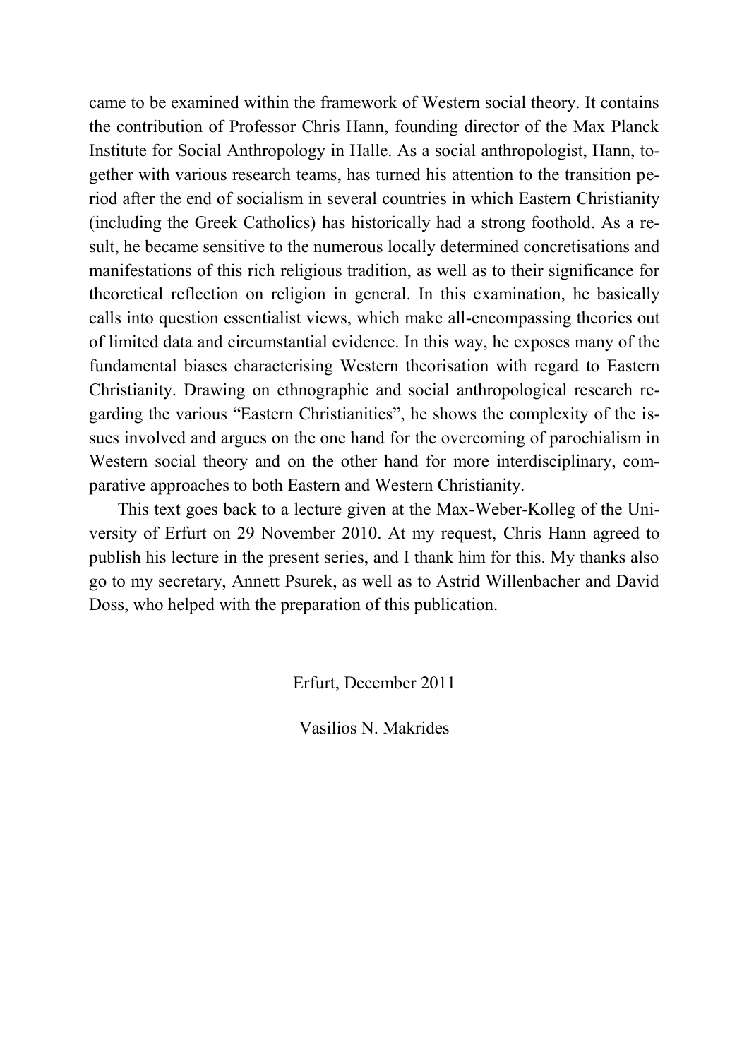came to be examined within the framework of Western social theory. It contains the contribution of Professor Chris Hann, founding director of the Max Planck Institute for Social Anthropology in Halle. As a social anthropologist, Hann, together with various research teams, has turned his attention to the transition period after the end of socialism in several countries in which Eastern Christianity (including the Greek Catholics) has historically had a strong foothold. As a result, he became sensitive to the numerous locally determined concretisations and manifestations of this rich religious tradition, as well as to their significance for theoretical reflection on religion in general. In this examination, he basically calls into question essentialist views, which make all-encompassing theories out of limited data and circumstantial evidence. In this way, he exposes many of the fundamental biases characterising Western theorisation with regard to Eastern Christianity. Drawing on ethnographic and social anthropological research regarding the various "Eastern Christianities", he shows the complexity of the issues involved and argues on the one hand for the overcoming of parochialism in Western social theory and on the other hand for more interdisciplinary, comparative approaches to both Eastern and Western Christianity.

This text goes back to a lecture given at the Max-Weber-Kolleg of the University of Erfurt on 29 November 2010. At my request, Chris Hann agreed to publish his lecture in the present series, and I thank him for this. My thanks also go to my secretary, Annett Psurek, as well as to Astrid Willenbacher and David Doss, who helped with the preparation of this publication.

Erfurt, December 2011

Vasilios N. Makrides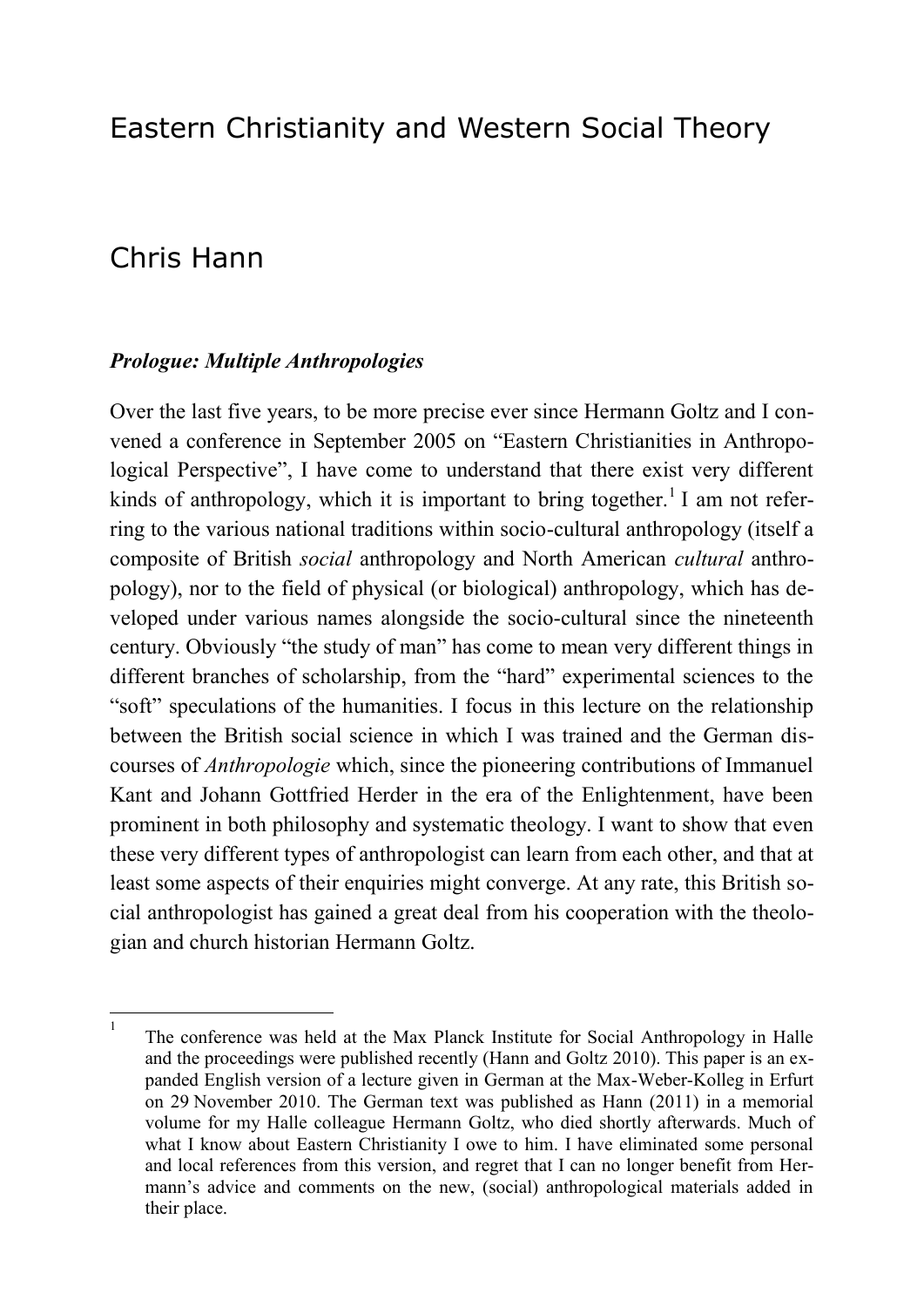# Eastern Christianity and Western Social Theory

## Chris Hann

### *Prologue: Multiple Anthropologies*

Over the last five years, to be more precise ever since Hermann Goltz and I convened a conference in September 2005 on "Eastern Christianities in Anthropological Perspective", I have come to understand that there exist very different kinds of anthropology, which it is important to bring together.[1] I am not referring to the various national traditions within socio-cultural anthropology (itself a composite of British *social* anthropology and North American *cultural* anthropology), nor to the field of physical (or biological) anthropology, which has developed under various names alongside the socio-cultural since the nineteenth century. Obviously "the study of man" has come to mean very different things in different branches of scholarship, from the "hard" experimental sciences to the "soft" speculations of the humanities. I focus in this lecture on the relationship between the British social science in which I was trained and the German discourses of *Anthropologie* which, since the pioneering contributions of Immanuel Kant and Johann Gottfried Herder in the era of the Enlightenment, have been prominent in both philosophy and systematic theology. I want to show that even these very different types of anthropologist can learn from each other, and that at least some aspects of their enquiries might converge. At any rate, this British social anthropologist has gained a great deal from his cooperation with the theologian and church historian Hermann Goltz.

[1] The conference was held at the Max Planck Institute for Social Anthropology in Halle and the proceedings were published recently (Hann and Goltz 2010). This paper is an expanded English version of a lecture given in German at the Max-Weber-Kolleg in Erfurt on 29 November 2010. The German text was published as Hann (2011) in a memorial volume for my Halle colleague Hermann Goltz, who died shortly afterwards. Much of what I know about Eastern Christianity I owe to him. I have eliminated some personal and local references from this version, and regret that I can no longer benefit from Hermann's advice and comments on the new, (social) anthropological materials added in their place.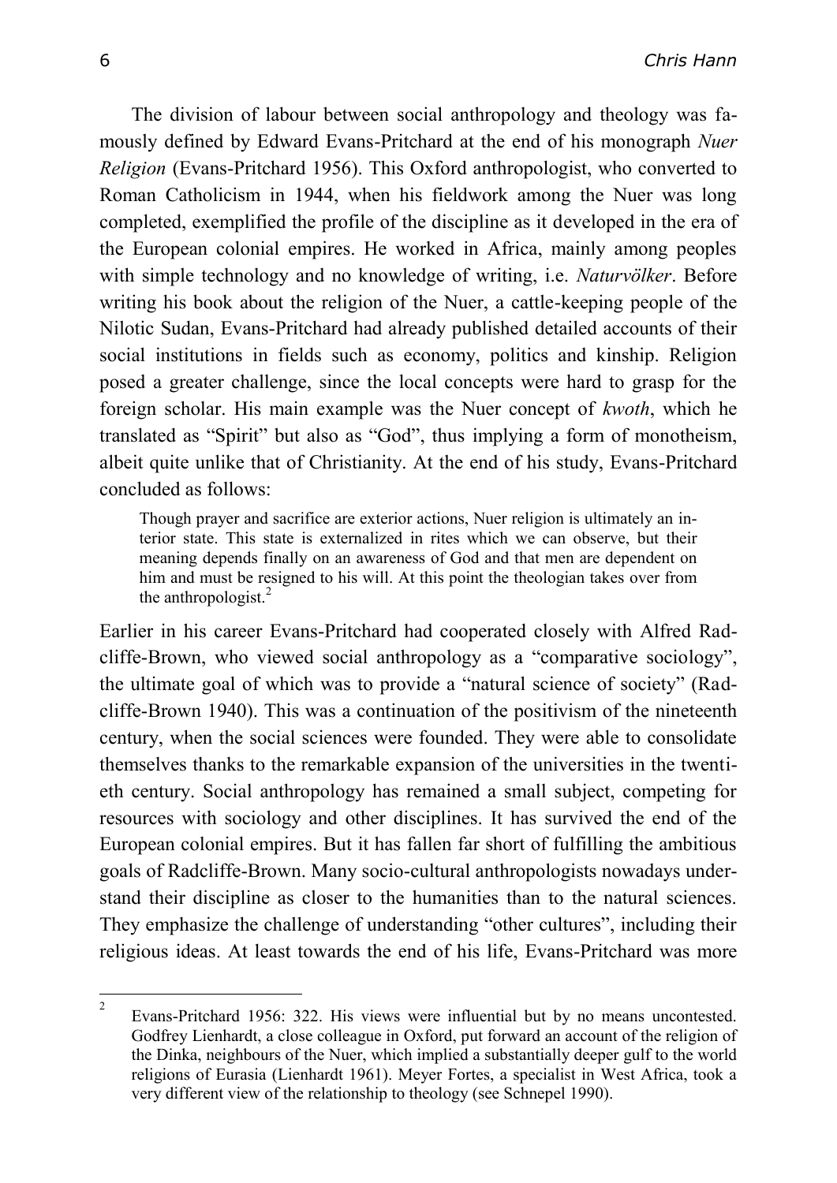The division of labour between social anthropology and theology was famously defined by Edward Evans-Pritchard at the end of his monograph *Nuer Religion* (Evans-Pritchard 1956). This Oxford anthropologist, who converted to Roman Catholicism in 1944, when his fieldwork among the Nuer was long completed, exemplified the profile of the discipline as it developed in the era of the European colonial empires. He worked in Africa, mainly among peoples with simple technology and no knowledge of writing, i.e. *Naturvölker*. Before writing his book about the religion of the Nuer, a cattle-keeping people of the Nilotic Sudan, Evans-Pritchard had already published detailed accounts of their social institutions in fields such as economy, politics and kinship. Religion posed a greater challenge, since the local concepts were hard to grasp for the foreign scholar. His main example was the Nuer concept of *kwoth*, which he translated as "Spirit" but also as "God", thus implying a form of monotheism, albeit quite unlike that of Christianity. At the end of his study, Evans-Pritchard concluded as follows:

> Though prayer and sacrifice are exterior actions, Nuer religion is ultimately an interior state. This state is externalized in rites which we can observe, but their meaning depends finally on an awareness of God and that men are dependent on him and must be resigned to his will. At this point the theologian takes over from the anthropologist.[2]

Earlier in his career Evans-Pritchard had cooperated closely with Alfred Radcliffe-Brown, who viewed social anthropology as a "comparative sociology", the ultimate goal of which was to provide a "natural science of society" (Radcliffe-Brown 1940). This was a continuation of the positivism of the nineteenth century, when the social sciences were founded. They were able to consolidate themselves thanks to the remarkable expansion of the universities in the twentieth century. Social anthropology has remained a small subject, competing for resources with sociology and other disciplines. It has survived the end of the European colonial empires. But it has fallen far short of fulfilling the ambitious goals of Radcliffe-Brown. Many socio-cultural anthropologists nowadays understand their discipline as closer to the humanities than to the natural sciences. They emphasize the challenge of understanding "other cultures", including their religious ideas. At least towards the end of his life, Evans-Pritchard was more

---

[2] Evans-Pritchard 1956: 322. His views were influential but by no means uncontested. Godfrey Lienhardt, a close colleague in Oxford, put forward an account of the religion of the Dinka, neighbours of the Nuer, which implied a substantially deeper gulf to the world religions of Eurasia (Lienhardt 1961). Meyer Fortes, a specialist in West Africa, took a very different view of the relationship to theology (see Schnepel 1990).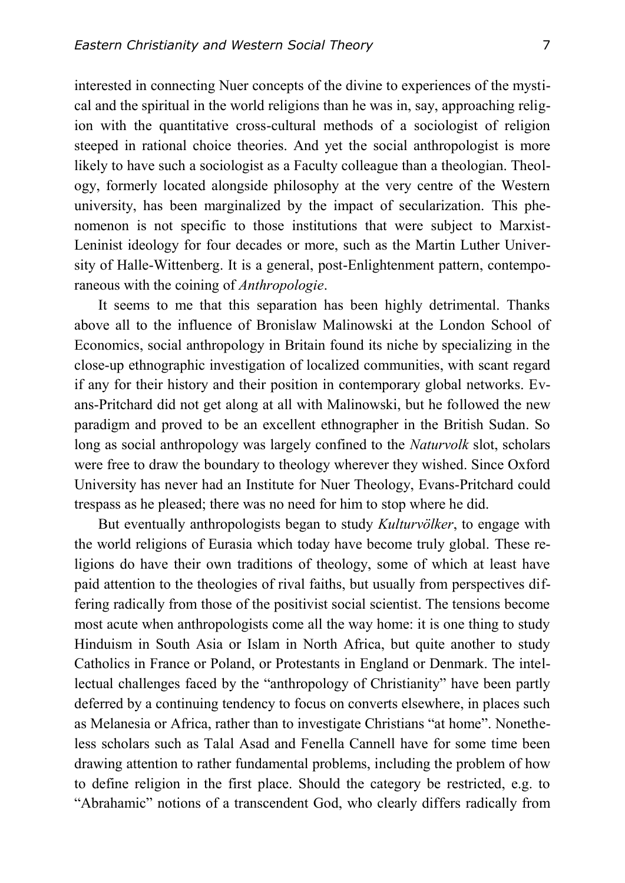interested in connecting Nuer concepts of the divine to experiences of the mystical and the spiritual in the world religions than he was in, say, approaching religion with the quantitative cross-cultural methods of a sociologist of religion steeped in rational choice theories. And yet the social anthropologist is more likely to have such a sociologist as a Faculty colleague than a theologian. Theology, formerly located alongside philosophy at the very centre of the Western university, has been marginalized by the impact of secularization. This phenomenon is not specific to those institutions that were subject to Marxist-Leninist ideology for four decades or more, such as the Martin Luther University of Halle-Wittenberg. It is a general, post-Enlightenment pattern, contemporaneous with the coining of *Anthropologie*.

It seems to me that this separation has been highly detrimental. Thanks above all to the influence of Bronislaw Malinowski at the London School of Economics, social anthropology in Britain found its niche by specializing in the close-up ethnographic investigation of localized communities, with scant regard if any for their history and their position in contemporary global networks. Evans-Pritchard did not get along at all with Malinowski, but he followed the new paradigm and proved to be an excellent ethnographer in the British Sudan. So long as social anthropology was largely confined to the *Naturvolk* slot, scholars were free to draw the boundary to theology wherever they wished. Since Oxford University has never had an Institute for Nuer Theology, Evans-Pritchard could trespass as he pleased; there was no need for him to stop where he did.

But eventually anthropologists began to study *Kulturvölker*, to engage with the world religions of Eurasia which today have become truly global. These religions do have their own traditions of theology, some of which at least have paid attention to the theologies of rival faiths, but usually from perspectives differing radically from those of the positivist social scientist. The tensions become most acute when anthropologists come all the way home: it is one thing to study Hinduism in South Asia or Islam in North Africa, but quite another to study Catholics in France or Poland, or Protestants in England or Denmark. The intellectual challenges faced by the "anthropology of Christianity" have been partly deferred by a continuing tendency to focus on converts elsewhere, in places such as Melanesia or Africa, rather than to investigate Christians "at home". Nonetheless scholars such as Talal Asad and Fenella Cannell have for some time been drawing attention to rather fundamental problems, including the problem of how to define religion in the first place. Should the category be restricted, e.g. to "Abrahamic" notions of a transcendent God, who clearly differs radically from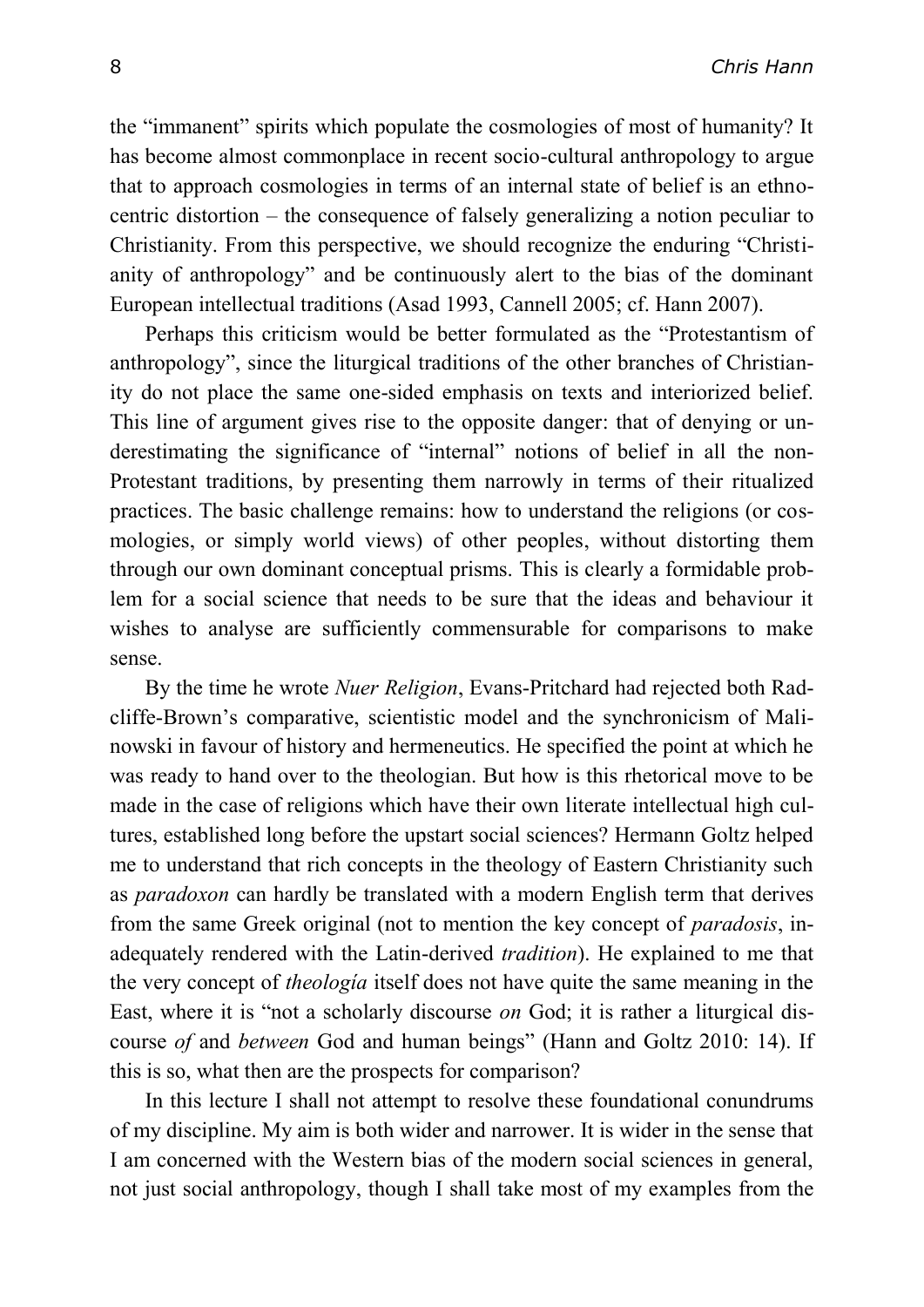the "immanent" spirits which populate the cosmologies of most of humanity? It has become almost commonplace in recent socio-cultural anthropology to argue that to approach cosmologies in terms of an internal state of belief is an ethnocentric distortion – the consequence of falsely generalizing a notion peculiar to Christianity. From this perspective, we should recognize the enduring "Christianity of anthropology" and be continuously alert to the bias of the dominant European intellectual traditions (Asad 1993, Cannell 2005; cf. Hann 2007).

Perhaps this criticism would be better formulated as the "Protestantism of anthropology", since the liturgical traditions of the other branches of Christianity do not place the same one-sided emphasis on texts and interiorized belief. This line of argument gives rise to the opposite danger: that of denying or underestimating the significance of "internal" notions of belief in all the non-Protestant traditions, by presenting them narrowly in terms of their ritualized practices. The basic challenge remains: how to understand the religions (or cosmologies, or simply world views) of other peoples, without distorting them through our own dominant conceptual prisms. This is clearly a formidable problem for a social science that needs to be sure that the ideas and behaviour it wishes to analyse are sufficiently commensurable for comparisons to make sense.

By the time he wrote *Nuer Religion*, Evans-Pritchard had rejected both Radcliffe-Brown's comparative, scientistic model and the synchronicism of Malinowski in favour of history and hermeneutics. He specified the point at which he was ready to hand over to the theologian. But how is this rhetorical move to be made in the case of religions which have their own literate intellectual high cultures, established long before the upstart social sciences? Hermann Goltz helped me to understand that rich concepts in the theology of Eastern Christianity such as *paradoxon* can hardly be translated with a modern English term that derives from the same Greek original (not to mention the key concept of *paradosis*, inadequately rendered with the Latin-derived *tradition*). He explained to me that the very concept of *theología* itself does not have quite the same meaning in the East, where it is "not a scholarly discourse *on* God; it is rather a liturgical discourse *of* and *between* God and human beings" (Hann and Goltz 2010: 14). If this is so, what then are the prospects for comparison?

In this lecture I shall not attempt to resolve these foundational conundrums of my discipline. My aim is both wider and narrower. It is wider in the sense that I am concerned with the Western bias of the modern social sciences in general, not just social anthropology, though I shall take most of my examples from the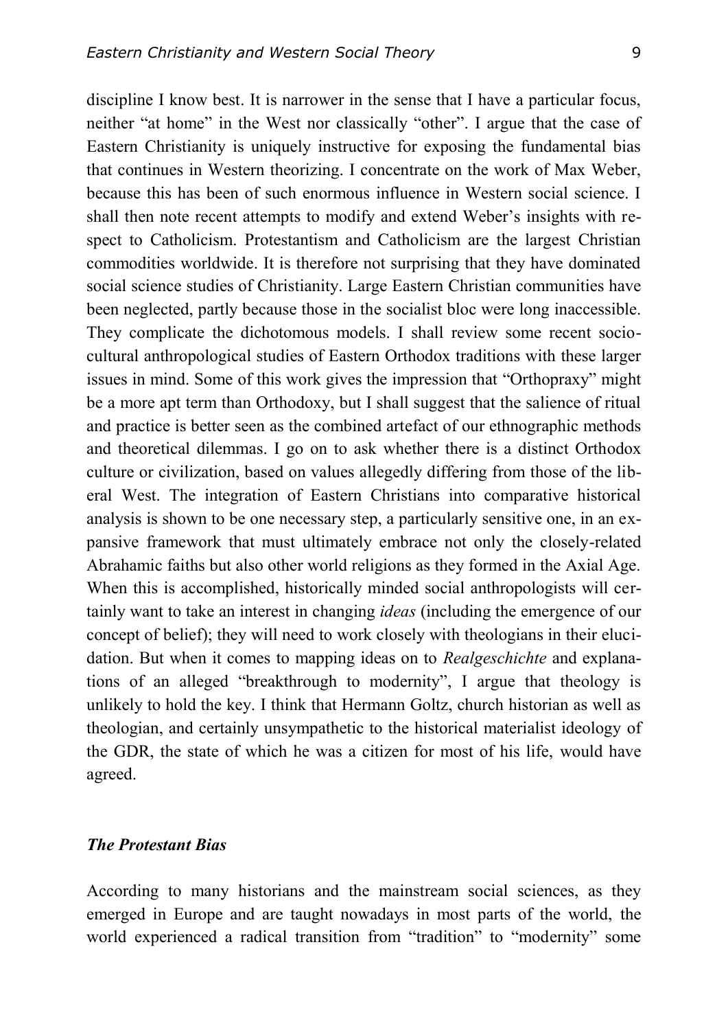discipline I know best. It is narrower in the sense that I have a particular focus, neither "at home" in the West nor classically "other". I argue that the case of Eastern Christianity is uniquely instructive for exposing the fundamental bias that continues in Western theorizing. I concentrate on the work of Max Weber, because this has been of such enormous influence in Western social science. I shall then note recent attempts to modify and extend Weber's insights with respect to Catholicism. Protestantism and Catholicism are the largest Christian commodities worldwide. It is therefore not surprising that they have dominated social science studies of Christianity. Large Eastern Christian communities have been neglected, partly because those in the socialist bloc were long inaccessible. They complicate the dichotomous models. I shall review some recent sociocultural anthropological studies of Eastern Orthodox traditions with these larger issues in mind. Some of this work gives the impression that "Orthopraxy" might be a more apt term than Orthodoxy, but I shall suggest that the salience of ritual and practice is better seen as the combined artefact of our ethnographic methods and theoretical dilemmas. I go on to ask whether there is a distinct Orthodox culture or civilization, based on values allegedly differing from those of the liberal West. The integration of Eastern Christians into comparative historical analysis is shown to be one necessary step, a particularly sensitive one, in an expansive framework that must ultimately embrace not only the closely-related Abrahamic faiths but also other world religions as they formed in the Axial Age. When this is accomplished, historically minded social anthropologists will certainly want to take an interest in changing *ideas* (including the emergence of our concept of belief); they will need to work closely with theologians in their elucidation. But when it comes to mapping ideas on to *Realgeschichte* and explanations of an alleged "breakthrough to modernity", I argue that theology is unlikely to hold the key. I think that Hermann Goltz, church historian as well as theologian, and certainly unsympathetic to the historical materialist ideology of the GDR, the state of which he was a citizen for most of his life, would have agreed.

### *The Protestant Bias*

According to many historians and the mainstream social sciences, as they emerged in Europe and are taught nowadays in most parts of the world, the world experienced a radical transition from "tradition" to "modernity" some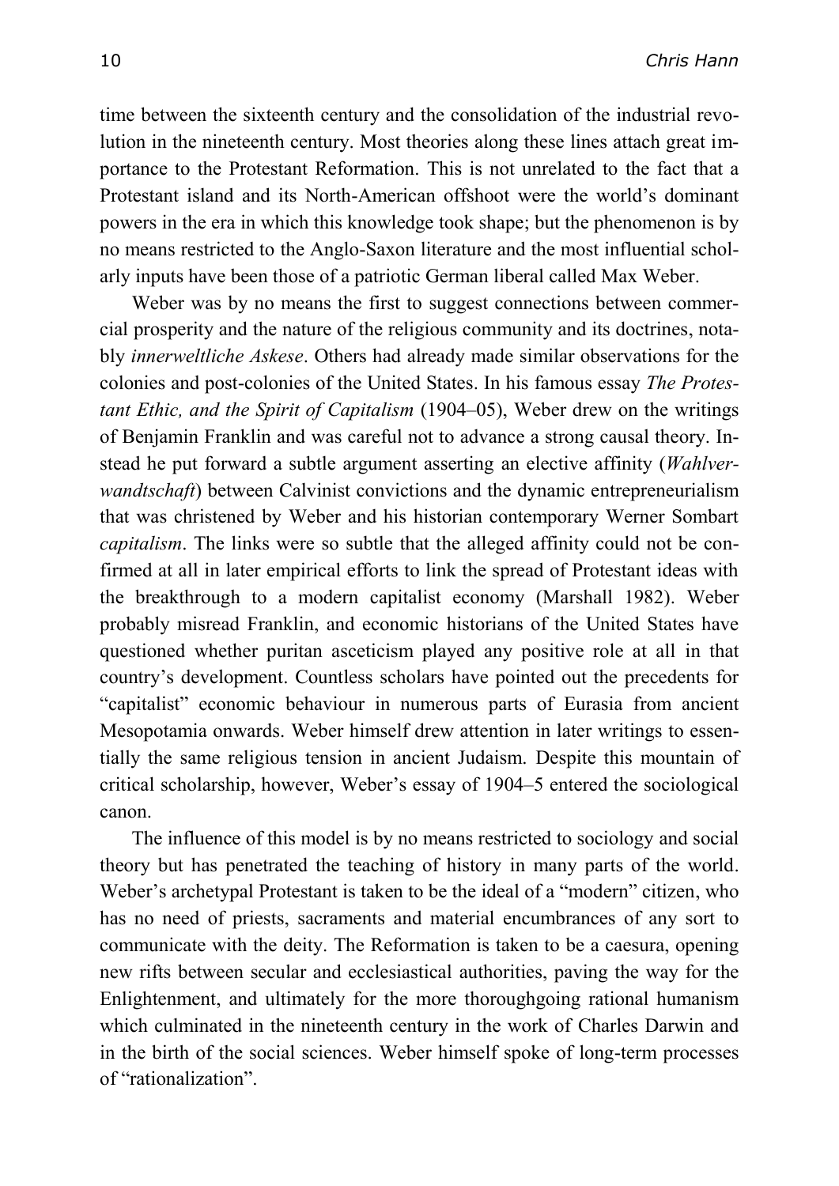time between the sixteenth century and the consolidation of the industrial revolution in the nineteenth century. Most theories along these lines attach great importance to the Protestant Reformation. This is not unrelated to the fact that a Protestant island and its North-American offshoot were the world's dominant powers in the era in which this knowledge took shape; but the phenomenon is by no means restricted to the Anglo-Saxon literature and the most influential scholarly inputs have been those of a patriotic German liberal called Max Weber.

Weber was by no means the first to suggest connections between commercial prosperity and the nature of the religious community and its doctrines, notably *innerweltliche Askese*. Others had already made similar observations for the colonies and post-colonies of the United States. In his famous essay *The Protestant Ethic, and the Spirit of Capitalism* (1904–05), Weber drew on the writings of Benjamin Franklin and was careful not to advance a strong causal theory. Instead he put forward a subtle argument asserting an elective affinity (*Wahlverwandtschaft*) between Calvinist convictions and the dynamic entrepreneurialism that was christened by Weber and his historian contemporary Werner Sombart *capitalism*. The links were so subtle that the alleged affinity could not be confirmed at all in later empirical efforts to link the spread of Protestant ideas with the breakthrough to a modern capitalist economy (Marshall 1982). Weber probably misread Franklin, and economic historians of the United States have questioned whether puritan asceticism played any positive role at all in that country's development. Countless scholars have pointed out the precedents for "capitalist" economic behaviour in numerous parts of Eurasia from ancient Mesopotamia onwards. Weber himself drew attention in later writings to essentially the same religious tension in ancient Judaism. Despite this mountain of critical scholarship, however, Weber's essay of 1904–5 entered the sociological canon.

The influence of this model is by no means restricted to sociology and social theory but has penetrated the teaching of history in many parts of the world. Weber's archetypal Protestant is taken to be the ideal of a "modern" citizen, who has no need of priests, sacraments and material encumbrances of any sort to communicate with the deity. The Reformation is taken to be a caesura, opening new rifts between secular and ecclesiastical authorities, paving the way for the Enlightenment, and ultimately for the more thoroughgoing rational humanism which culminated in the nineteenth century in the work of Charles Darwin and in the birth of the social sciences. Weber himself spoke of long-term processes of "rationalization".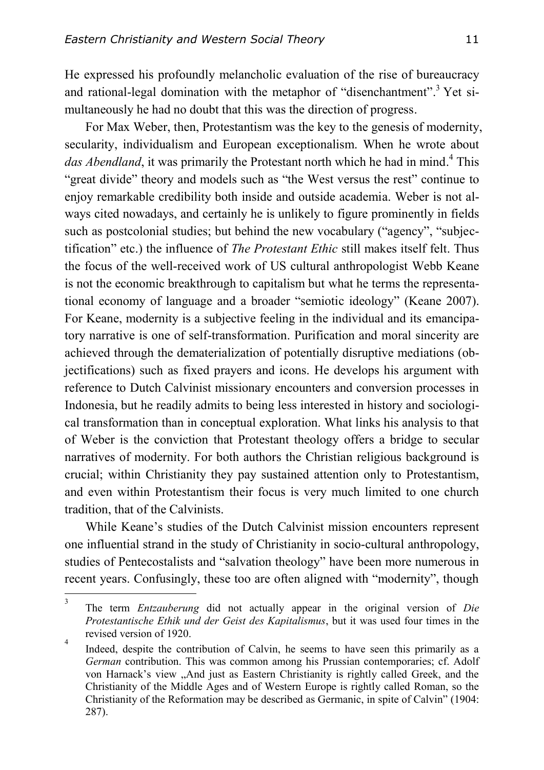He expressed his profoundly melancholic evaluation of the rise of bureaucracy and rational-legal domination with the metaphor of "disenchantment".[3] Yet simultaneously he had no doubt that this was the direction of progress.

For Max Weber, then, Protestantism was the key to the genesis of modernity, secularity, individualism and European exceptionalism. When he wrote about *das Abendland*, it was primarily the Protestant north which he had in mind.[4] This "great divide" theory and models such as "the West versus the rest" continue to enjoy remarkable credibility both inside and outside academia. Weber is not always cited nowadays, and certainly he is unlikely to figure prominently in fields such as postcolonial studies; but behind the new vocabulary ("agency", "subjectification" etc.) the influence of *The Protestant Ethic* still makes itself felt. Thus the focus of the well-received work of US cultural anthropologist Webb Keane is not the economic breakthrough to capitalism but what he terms the representational economy of language and a broader "semiotic ideology" (Keane 2007). For Keane, modernity is a subjective feeling in the individual and its emancipatory narrative is one of self-transformation. Purification and moral sincerity are achieved through the dematerialization of potentially disruptive mediations (objectifications) such as fixed prayers and icons. He develops his argument with reference to Dutch Calvinist missionary encounters and conversion processes in Indonesia, but he readily admits to being less interested in history and sociological transformation than in conceptual exploration. What links his analysis to that of Weber is the conviction that Protestant theology offers a bridge to secular narratives of modernity. For both authors the Christian religious background is crucial; within Christianity they pay sustained attention only to Protestantism, and even within Protestantism their focus is very much limited to one church tradition, that of the Calvinists.

While Keane's studies of the Dutch Calvinist mission encounters represent one influential strand in the study of Christianity in socio-cultural anthropology, studies of Pentecostalists and "salvation theology" have been more numerous in recent years. Confusingly, these too are often aligned with "modernity", though

---

[3] The term *Entzauberung* did not actually appear in the original version of *Die Protestantische Ethik und der Geist des Kapitalismus*, but it was used four times in the revised version of 1920.

[4] Indeed, despite the contribution of Calvin, he seems to have seen this primarily as a *German* contribution. This was common among his Prussian contemporaries; cf. Adolf von Harnack's view „And just as Eastern Christianity is rightly called Greek, and the Christianity of the Middle Ages and of Western Europe is rightly called Roman, so the Christianity of the Reformation may be described as Germanic, in spite of Calvin" (1904: 287).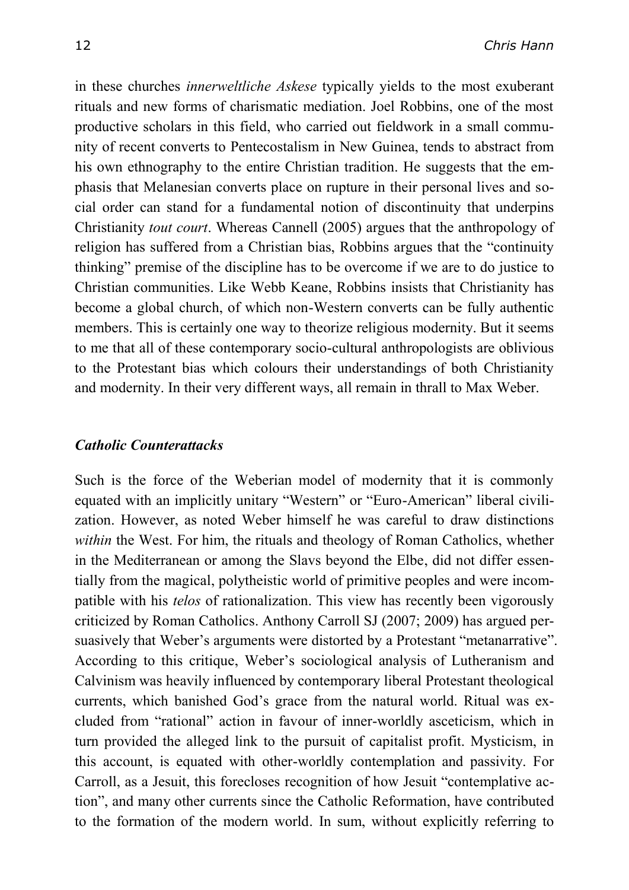in these churches *innerweltliche Askese* typically yields to the most exuberant rituals and new forms of charismatic mediation. Joel Robbins, one of the most productive scholars in this field, who carried out fieldwork in a small community of recent converts to Pentecostalism in New Guinea, tends to abstract from his own ethnography to the entire Christian tradition. He suggests that the emphasis that Melanesian converts place on rupture in their personal lives and social order can stand for a fundamental notion of discontinuity that underpins Christianity *tout court*. Whereas Cannell (2005) argues that the anthropology of religion has suffered from a Christian bias, Robbins argues that the "continuity thinking" premise of the discipline has to be overcome if we are to do justice to Christian communities. Like Webb Keane, Robbins insists that Christianity has become a global church, of which non-Western converts can be fully authentic members. This is certainly one way to theorize religious modernity. But it seems to me that all of these contemporary socio-cultural anthropologists are oblivious to the Protestant bias which colours their understandings of both Christianity and modernity. In their very different ways, all remain in thrall to Max Weber.

### ***Catholic Counterattacks***

Such is the force of the Weberian model of modernity that it is commonly equated with an implicitly unitary "Western" or "Euro-American" liberal civilization. However, as noted Weber himself he was careful to draw distinctions *within* the West. For him, the rituals and theology of Roman Catholics, whether in the Mediterranean or among the Slavs beyond the Elbe, did not differ essentially from the magical, polytheistic world of primitive peoples and were incompatible with his *telos* of rationalization. This view has recently been vigorously criticized by Roman Catholics. Anthony Carroll SJ (2007; 2009) has argued persuasively that Weber's arguments were distorted by a Protestant "metanarrative". According to this critique, Weber's sociological analysis of Lutheranism and Calvinism was heavily influenced by contemporary liberal Protestant theological currents, which banished God's grace from the natural world. Ritual was excluded from "rational" action in favour of inner-worldly asceticism, which in turn provided the alleged link to the pursuit of capitalist profit. Mysticism, in this account, is equated with other-worldly contemplation and passivity. For Carroll, as a Jesuit, this forecloses recognition of how Jesuit "contemplative action", and many other currents since the Catholic Reformation, have contributed to the formation of the modern world. In sum, without explicitly referring to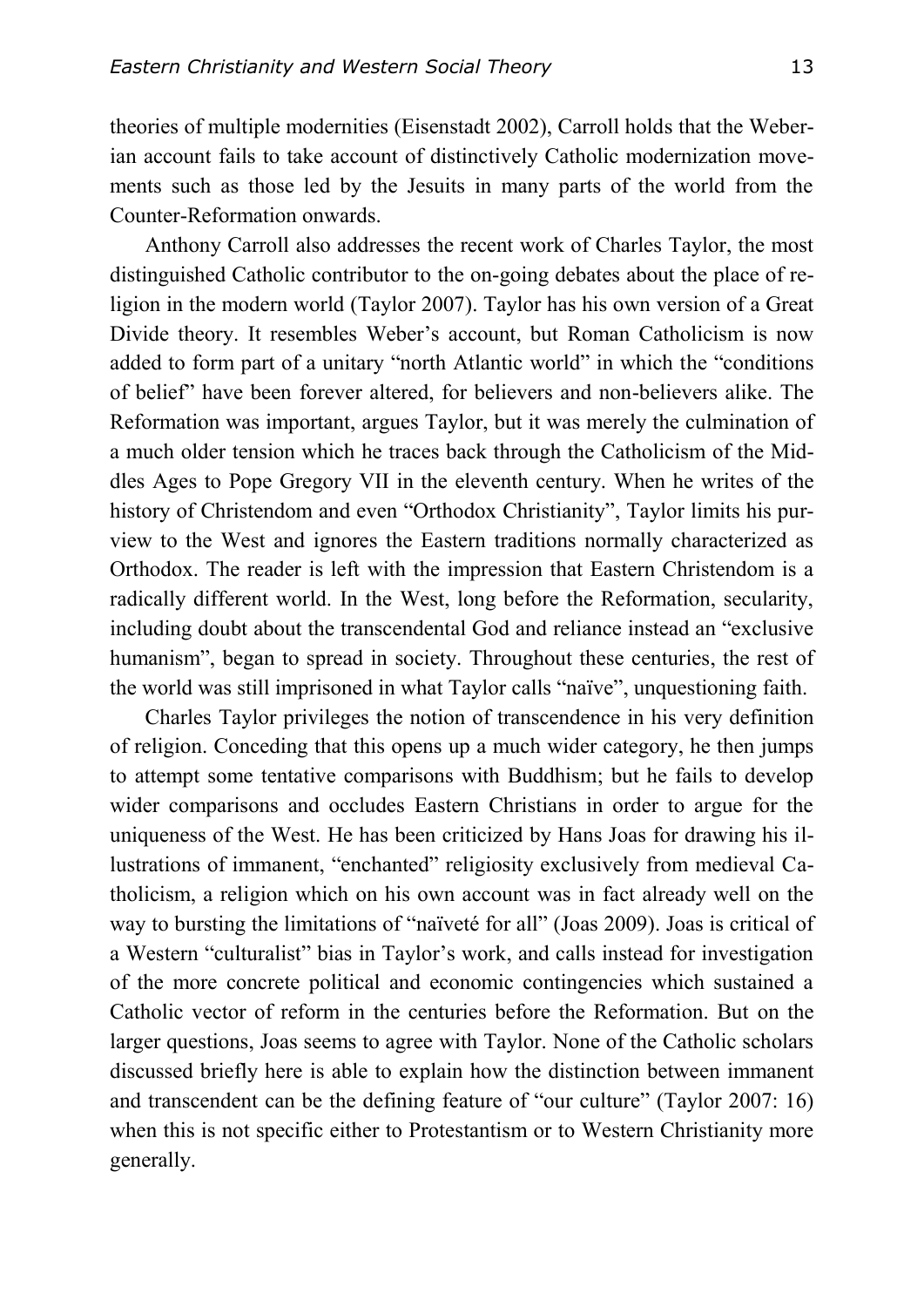theories of multiple modernities (Eisenstadt 2002), Carroll holds that the Weberian account fails to take account of distinctively Catholic modernization movements such as those led by the Jesuits in many parts of the world from the Counter-Reformation onwards.

Anthony Carroll also addresses the recent work of Charles Taylor, the most distinguished Catholic contributor to the on-going debates about the place of religion in the modern world (Taylor 2007). Taylor has his own version of a Great Divide theory. It resembles Weber's account, but Roman Catholicism is now added to form part of a unitary "north Atlantic world" in which the "conditions of belief" have been forever altered, for believers and non-believers alike. The Reformation was important, argues Taylor, but it was merely the culmination of a much older tension which he traces back through the Catholicism of the Middles Ages to Pope Gregory VII in the eleventh century. When he writes of the history of Christendom and even "Orthodox Christianity", Taylor limits his purview to the West and ignores the Eastern traditions normally characterized as Orthodox. The reader is left with the impression that Eastern Christendom is a radically different world. In the West, long before the Reformation, secularity, including doubt about the transcendental God and reliance instead an "exclusive humanism", began to spread in society. Throughout these centuries, the rest of the world was still imprisoned in what Taylor calls "naïve", unquestioning faith.

Charles Taylor privileges the notion of transcendence in his very definition of religion. Conceding that this opens up a much wider category, he then jumps to attempt some tentative comparisons with Buddhism; but he fails to develop wider comparisons and occludes Eastern Christians in order to argue for the uniqueness of the West. He has been criticized by Hans Joas for drawing his illustrations of immanent, "enchanted" religiosity exclusively from medieval Catholicism, a religion which on his own account was in fact already well on the way to bursting the limitations of "naïveté for all" (Joas 2009). Joas is critical of a Western "culturalist" bias in Taylor's work, and calls instead for investigation of the more concrete political and economic contingencies which sustained a Catholic vector of reform in the centuries before the Reformation. But on the larger questions, Joas seems to agree with Taylor. None of the Catholic scholars discussed briefly here is able to explain how the distinction between immanent and transcendent can be the defining feature of "our culture" (Taylor 2007: 16) when this is not specific either to Protestantism or to Western Christianity more generally.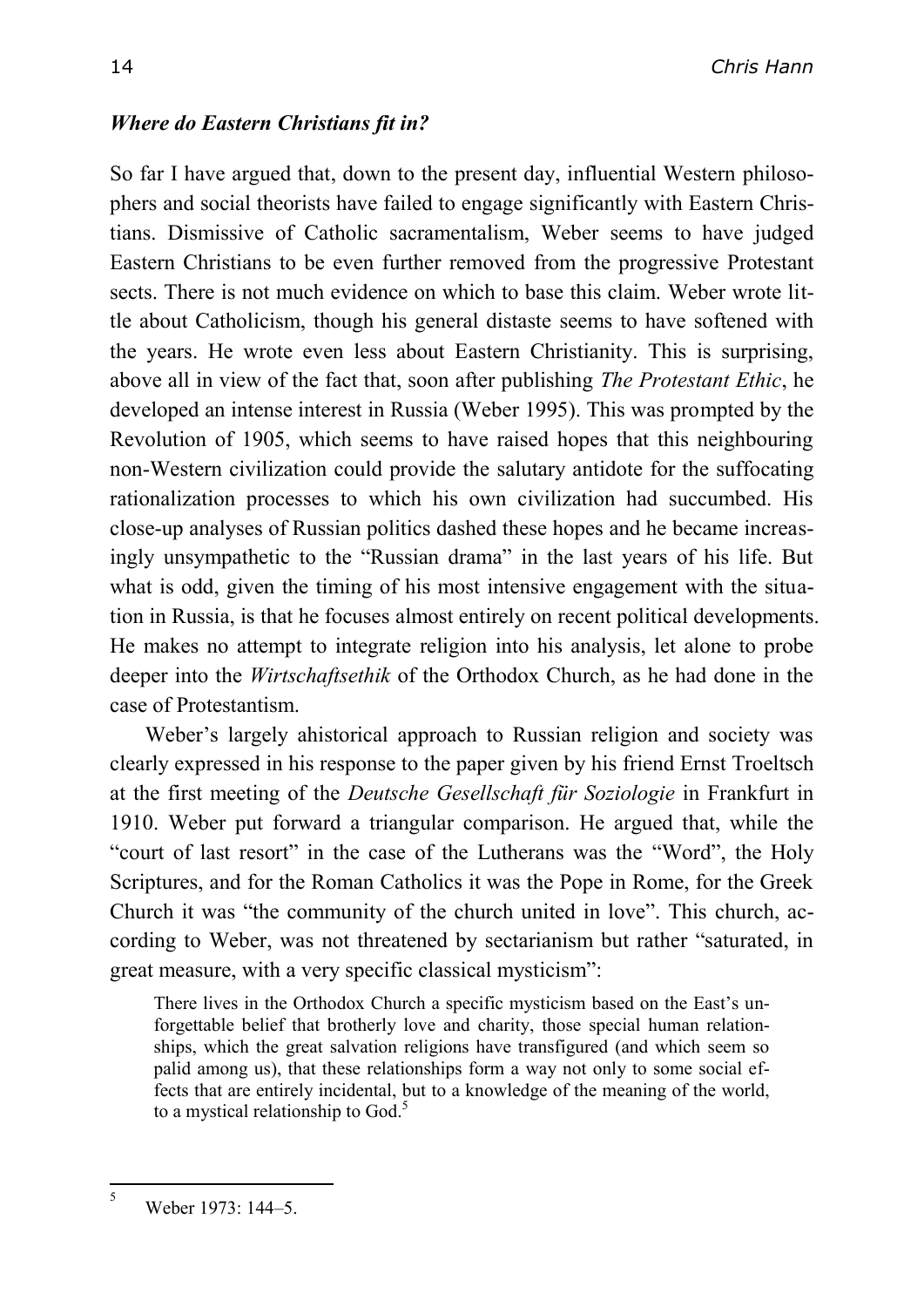### *Where do Eastern Christians fit in?*

So far I have argued that, down to the present day, influential Western philosophers and social theorists have failed to engage significantly with Eastern Christians. Dismissive of Catholic sacramentalism, Weber seems to have judged Eastern Christians to be even further removed from the progressive Protestant sects. There is not much evidence on which to base this claim. Weber wrote little about Catholicism, though his general distaste seems to have softened with the years. He wrote even less about Eastern Christianity. This is surprising, above all in view of the fact that, soon after publishing *The Protestant Ethic*, he developed an intense interest in Russia (Weber 1995). This was prompted by the Revolution of 1905, which seems to have raised hopes that this neighbouring non-Western civilization could provide the salutary antidote for the suffocating rationalization processes to which his own civilization had succumbed. His close-up analyses of Russian politics dashed these hopes and he became increasingly unsympathetic to the "Russian drama" in the last years of his life. But what is odd, given the timing of his most intensive engagement with the situation in Russia, is that he focuses almost entirely on recent political developments. He makes no attempt to integrate religion into his analysis, let alone to probe deeper into the *Wirtschaftsethik* of the Orthodox Church, as he had done in the case of Protestantism.

Weber's largely ahistorical approach to Russian religion and society was clearly expressed in his response to the paper given by his friend Ernst Troeltsch at the first meeting of the *Deutsche Gesellschaft für Soziologie* in Frankfurt in 1910. Weber put forward a triangular comparison. He argued that, while the "court of last resort" in the case of the Lutherans was the "Word", the Holy Scriptures, and for the Roman Catholics it was the Pope in Rome, for the Greek Church it was "the community of the church united in love". This church, according to Weber, was not threatened by sectarianism but rather "saturated, in great measure, with a very specific classical mysticism":

> There lives in the Orthodox Church a specific mysticism based on the East's unforgettable belief that brotherly love and charity, those special human relationships, which the great salvation religions have transfigured (and which seem so palid among us), that these relationships form a way not only to some social effects that are entirely incidental, but to a knowledge of the meaning of the world, to a mystical relationship to God.[5]

[5] Weber 1973: 144–5.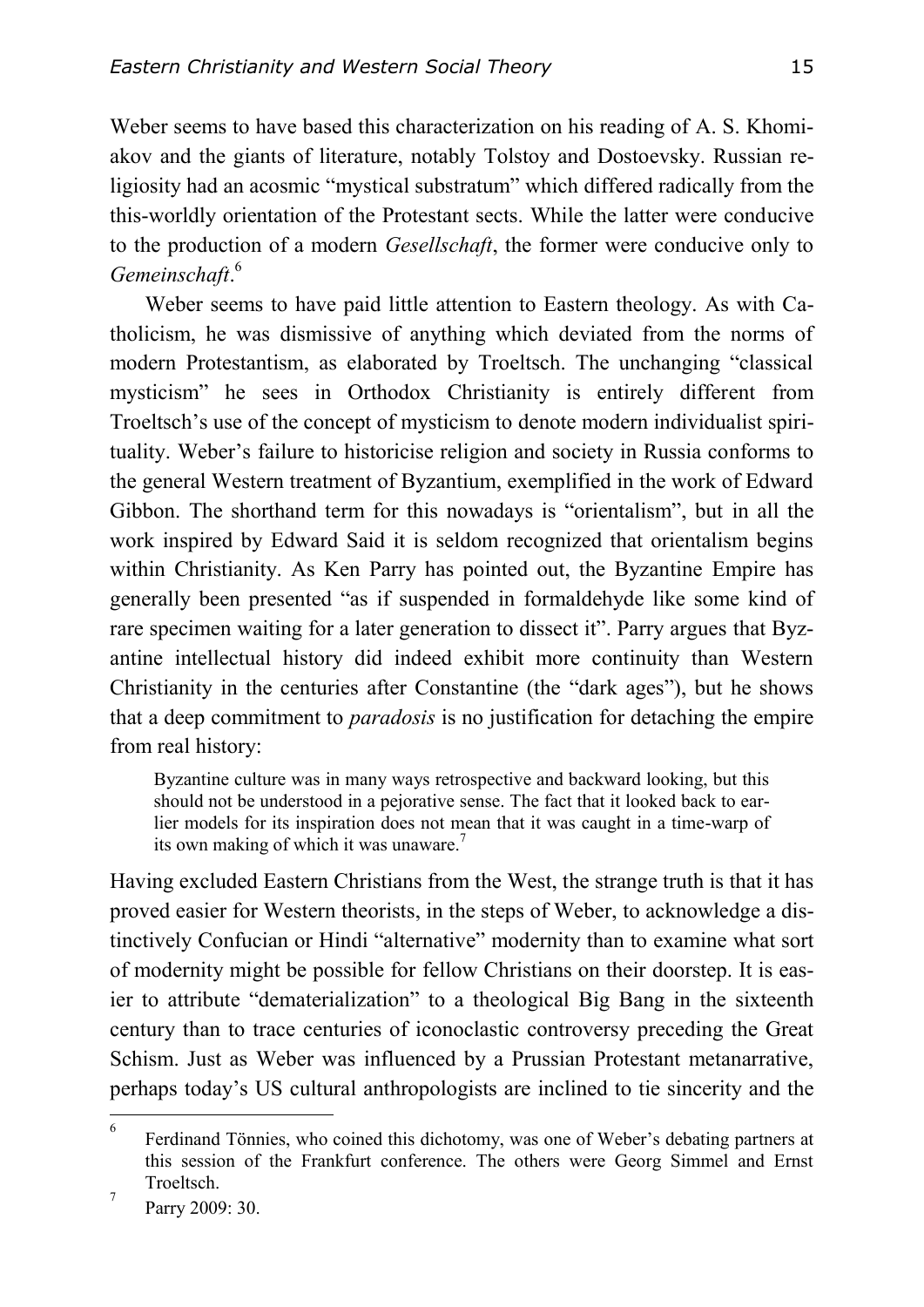Weber seems to have based this characterization on his reading of A. S. Khomiakov and the giants of literature, notably Tolstoy and Dostoevsky. Russian religiosity had an acosmic "mystical substratum" which differed radically from the this-worldly orientation of the Protestant sects. While the latter were conducive to the production of a modern *Gesellschaft*, the former were conducive only to *Gemeinschaft*.[6]

Weber seems to have paid little attention to Eastern theology. As with Catholicism, he was dismissive of anything which deviated from the norms of modern Protestantism, as elaborated by Troeltsch. The unchanging "classical mysticism" he sees in Orthodox Christianity is entirely different from Troeltsch's use of the concept of mysticism to denote modern individualist spirituality. Weber's failure to historicise religion and society in Russia conforms to the general Western treatment of Byzantium, exemplified in the work of Edward Gibbon. The shorthand term for this nowadays is "orientalism", but in all the work inspired by Edward Said it is seldom recognized that orientalism begins within Christianity. As Ken Parry has pointed out, the Byzantine Empire has generally been presented "as if suspended in formaldehyde like some kind of rare specimen waiting for a later generation to dissect it". Parry argues that Byzantine intellectual history did indeed exhibit more continuity than Western Christianity in the centuries after Constantine (the "dark ages"), but he shows that a deep commitment to *paradosis* is no justification for detaching the empire from real history:

> Byzantine culture was in many ways retrospective and backward looking, but this should not be understood in a pejorative sense. The fact that it looked back to earlier models for its inspiration does not mean that it was caught in a time-warp of its own making of which it was unaware.[7]

Having excluded Eastern Christians from the West, the strange truth is that it has proved easier for Western theorists, in the steps of Weber, to acknowledge a distinctively Confucian or Hindi "alternative" modernity than to examine what sort of modernity might be possible for fellow Christians on their doorstep. It is easier to attribute "dematerialization" to a theological Big Bang in the sixteenth century than to trace centuries of iconoclastic controversy preceding the Great Schism. Just as Weber was influenced by a Prussian Protestant metanarrative, perhaps today's US cultural anthropologists are inclined to tie sincerity and the

---

[6] Ferdinand Tönnies, who coined this dichotomy, was one of Weber's debating partners at this session of the Frankfurt conference. The others were Georg Simmel and Ernst Troeltsch.

[7] Parry 2009: 30.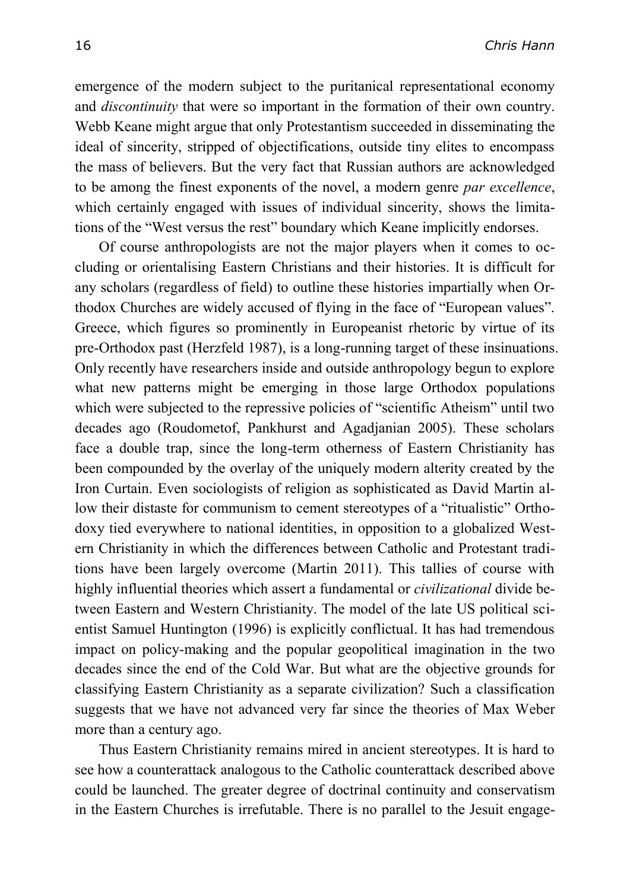emergence of the modern subject to the puritanical representational economy and *discontinuity* that were so important in the formation of their own country. Webb Keane might argue that only Protestantism succeeded in disseminating the ideal of sincerity, stripped of objectifications, outside tiny elites to encompass the mass of believers. But the very fact that Russian authors are acknowledged to be among the finest exponents of the novel, a modern genre *par excellence*, which certainly engaged with issues of individual sincerity, shows the limitations of the "West versus the rest" boundary which Keane implicitly endorses.

Of course anthropologists are not the major players when it comes to occluding or orientalising Eastern Christians and their histories. It is difficult for any scholars (regardless of field) to outline these histories impartially when Orthodox Churches are widely accused of flying in the face of "European values". Greece, which figures so prominently in Europeanist rhetoric by virtue of its pre-Orthodox past (Herzfeld 1987), is a long-running target of these insinuations. Only recently have researchers inside and outside anthropology begun to explore what new patterns might be emerging in those large Orthodox populations which were subjected to the repressive policies of "scientific Atheism" until two decades ago (Roudometof, Pankhurst and Agadjanian 2005). These scholars face a double trap, since the long-term otherness of Eastern Christianity has been compounded by the overlay of the uniquely modern alterity created by the Iron Curtain. Even sociologists of religion as sophisticated as David Martin allow their distaste for communism to cement stereotypes of a "ritualistic" Orthodoxy tied everywhere to national identities, in opposition to a globalized Western Christianity in which the differences between Catholic and Protestant traditions have been largely overcome (Martin 2011). This tallies of course with highly influential theories which assert a fundamental or *civilizational* divide between Eastern and Western Christianity. The model of the late US political scientist Samuel Huntington (1996) is explicitly conflictual. It has had tremendous impact on policy-making and the popular geopolitical imagination in the two decades since the end of the Cold War. But what are the objective grounds for classifying Eastern Christianity as a separate civilization? Such a classification suggests that we have not advanced very far since the theories of Max Weber more than a century ago.

Thus Eastern Christianity remains mired in ancient stereotypes. It is hard to see how a counterattack analogous to the Catholic counterattack described above could be launched. The greater degree of doctrinal continuity and conservatism in the Eastern Churches is irrefutable. There is no parallel to the Jesuit engage-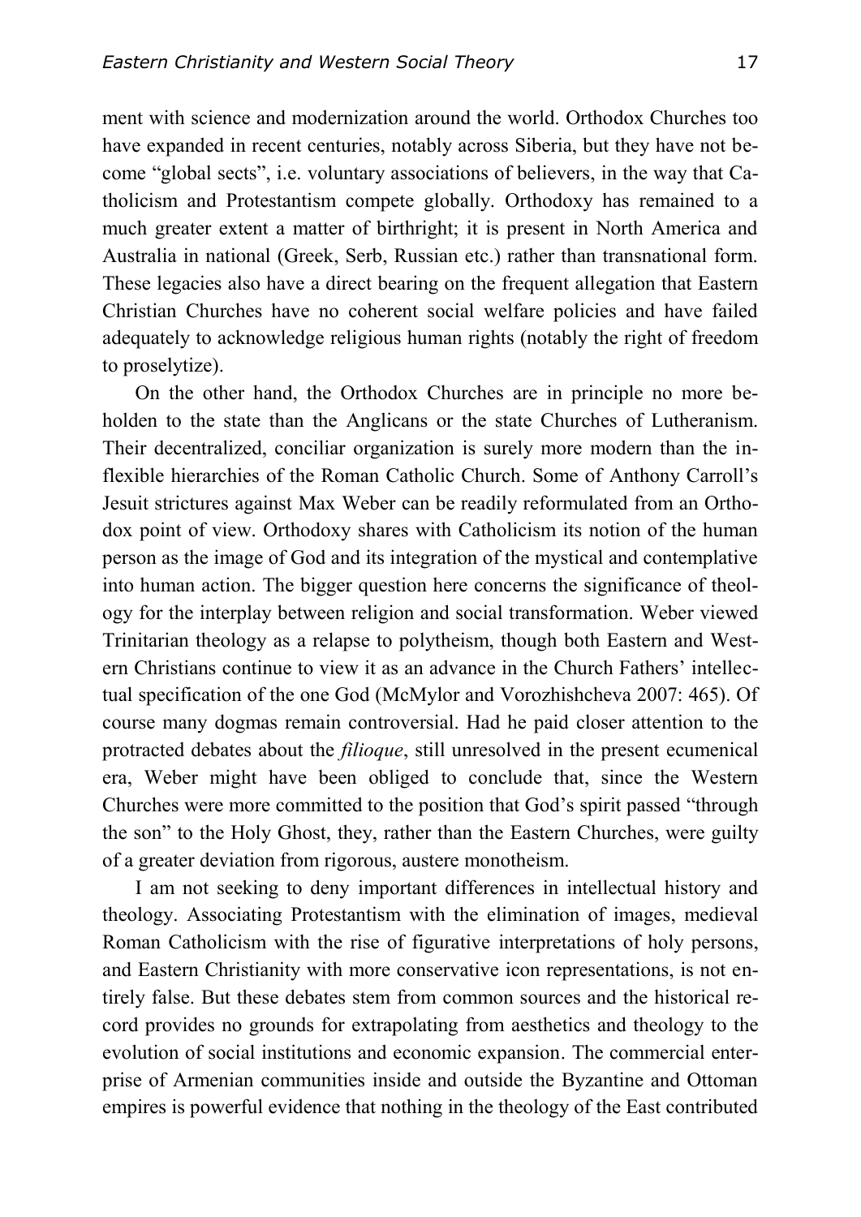ment with science and modernization around the world. Orthodox Churches too have expanded in recent centuries, notably across Siberia, but they have not become "global sects", i.e. voluntary associations of believers, in the way that Catholicism and Protestantism compete globally. Orthodoxy has remained to a much greater extent a matter of birthright; it is present in North America and Australia in national (Greek, Serb, Russian etc.) rather than transnational form. These legacies also have a direct bearing on the frequent allegation that Eastern Christian Churches have no coherent social welfare policies and have failed adequately to acknowledge religious human rights (notably the right of freedom to proselytize).

On the other hand, the Orthodox Churches are in principle no more beholden to the state than the Anglicans or the state Churches of Lutheranism. Their decentralized, conciliar organization is surely more modern than the inflexible hierarchies of the Roman Catholic Church. Some of Anthony Carroll's Jesuit strictures against Max Weber can be readily reformulated from an Orthodox point of view. Orthodoxy shares with Catholicism its notion of the human person as the image of God and its integration of the mystical and contemplative into human action. The bigger question here concerns the significance of theology for the interplay between religion and social transformation. Weber viewed Trinitarian theology as a relapse to polytheism, though both Eastern and Western Christians continue to view it as an advance in the Church Fathers' intellectual specification of the one God (McMylor and Vorozhishcheva 2007: 465). Of course many dogmas remain controversial. Had he paid closer attention to the protracted debates about the *filioque*, still unresolved in the present ecumenical era, Weber might have been obliged to conclude that, since the Western Churches were more committed to the position that God's spirit passed "through the son" to the Holy Ghost, they, rather than the Eastern Churches, were guilty of a greater deviation from rigorous, austere monotheism.

I am not seeking to deny important differences in intellectual history and theology. Associating Protestantism with the elimination of images, medieval Roman Catholicism with the rise of figurative interpretations of holy persons, and Eastern Christianity with more conservative icon representations, is not entirely false. But these debates stem from common sources and the historical record provides no grounds for extrapolating from aesthetics and theology to the evolution of social institutions and economic expansion. The commercial enterprise of Armenian communities inside and outside the Byzantine and Ottoman empires is powerful evidence that nothing in the theology of the East contributed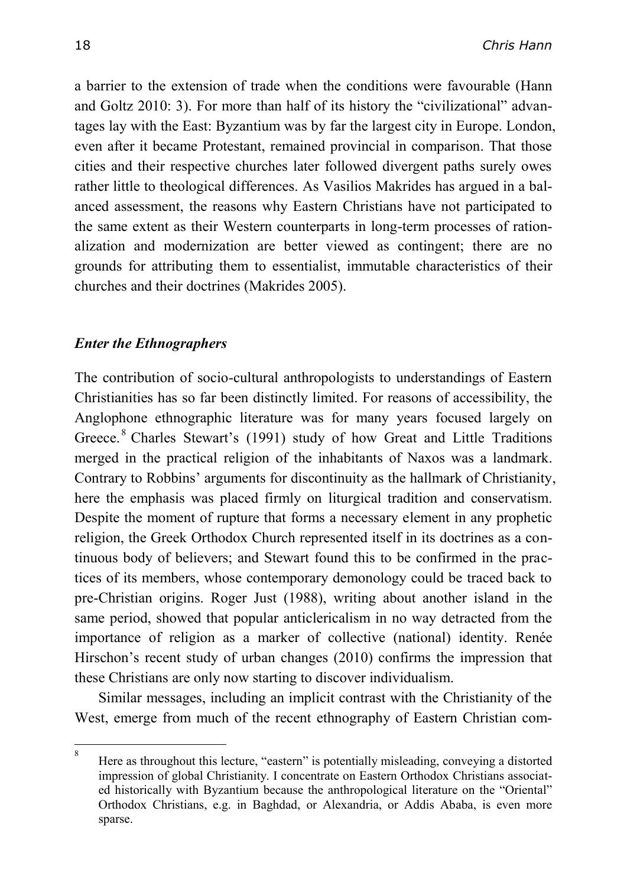a barrier to the extension of trade when the conditions were favourable (Hann and Goltz 2010: 3). For more than half of its history the "civilizational" advantages lay with the East: Byzantium was by far the largest city in Europe. London, even after it became Protestant, remained provincial in comparison. That those cities and their respective churches later followed divergent paths surely owes rather little to theological differences. As Vasilios Makrides has argued in a balanced assessment, the reasons why Eastern Christians have not participated to the same extent as their Western counterparts in long-term processes of rationalization and modernization are better viewed as contingent; there are no grounds for attributing them to essentialist, immutable characteristics of their churches and their doctrines (Makrides 2005).

### *Enter the Ethnographers*

The contribution of socio-cultural anthropologists to understandings of Eastern Christianities has so far been distinctly limited. For reasons of accessibility, the Anglophone ethnographic literature was for many years focused largely on Greece.[8] Charles Stewart's (1991) study of how Great and Little Traditions merged in the practical religion of the inhabitants of Naxos was a landmark. Contrary to Robbins' arguments for discontinuity as the hallmark of Christianity, here the emphasis was placed firmly on liturgical tradition and conservatism. Despite the moment of rupture that forms a necessary element in any prophetic religion, the Greek Orthodox Church represented itself in its doctrines as a continuous body of believers; and Stewart found this to be confirmed in the practices of its members, whose contemporary demonology could be traced back to pre-Christian origins. Roger Just (1988), writing about another island in the same period, showed that popular anticlericalism in no way detracted from the importance of religion as a marker of collective (national) identity. Renée Hirschon's recent study of urban changes (2010) confirms the impression that these Christians are only now starting to discover individualism.

Similar messages, including an implicit contrast with the Christianity of the West, emerge from much of the recent ethnography of Eastern Christian com-

---

[8] Here as throughout this lecture, "eastern" is potentially misleading, conveying a distorted impression of global Christianity. I concentrate on Eastern Orthodox Christians associated historically with Byzantium because the anthropological literature on the "Oriental" Orthodox Christians, e.g. in Baghdad, or Alexandria, or Addis Ababa, is even more sparse.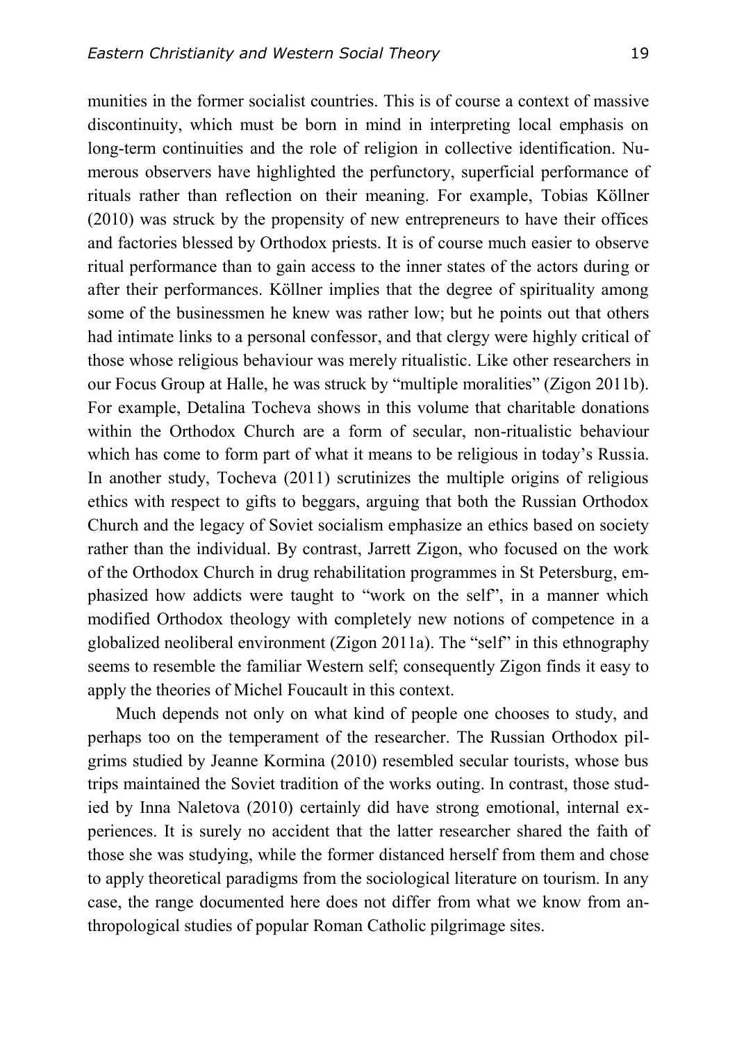munities in the former socialist countries. This is of course a context of massive discontinuity, which must be born in mind in interpreting local emphasis on long-term continuities and the role of religion in collective identification. Numerous observers have highlighted the perfunctory, superficial performance of rituals rather than reflection on their meaning. For example, Tobias Köllner (2010) was struck by the propensity of new entrepreneurs to have their offices and factories blessed by Orthodox priests. It is of course much easier to observe ritual performance than to gain access to the inner states of the actors during or after their performances. Köllner implies that the degree of spirituality among some of the businessmen he knew was rather low; but he points out that others had intimate links to a personal confessor, and that clergy were highly critical of those whose religious behaviour was merely ritualistic. Like other researchers in our Focus Group at Halle, he was struck by "multiple moralities" (Zigon 2011b). For example, Detalina Tocheva shows in this volume that charitable donations within the Orthodox Church are a form of secular, non-ritualistic behaviour which has come to form part of what it means to be religious in today's Russia. In another study, Tocheva (2011) scrutinizes the multiple origins of religious ethics with respect to gifts to beggars, arguing that both the Russian Orthodox Church and the legacy of Soviet socialism emphasize an ethics based on society rather than the individual. By contrast, Jarrett Zigon, who focused on the work of the Orthodox Church in drug rehabilitation programmes in St Petersburg, emphasized how addicts were taught to "work on the self", in a manner which modified Orthodox theology with completely new notions of competence in a globalized neoliberal environment (Zigon 2011a). The "self" in this ethnography seems to resemble the familiar Western self; consequently Zigon finds it easy to apply the theories of Michel Foucault in this context.

Much depends not only on what kind of people one chooses to study, and perhaps too on the temperament of the researcher. The Russian Orthodox pilgrims studied by Jeanne Kormina (2010) resembled secular tourists, whose bus trips maintained the Soviet tradition of the works outing. In contrast, those studied by Inna Naletova (2010) certainly did have strong emotional, internal experiences. It is surely no accident that the latter researcher shared the faith of those she was studying, while the former distanced herself from them and chose to apply theoretical paradigms from the sociological literature on tourism. In any case, the range documented here does not differ from what we know from anthropological studies of popular Roman Catholic pilgrimage sites.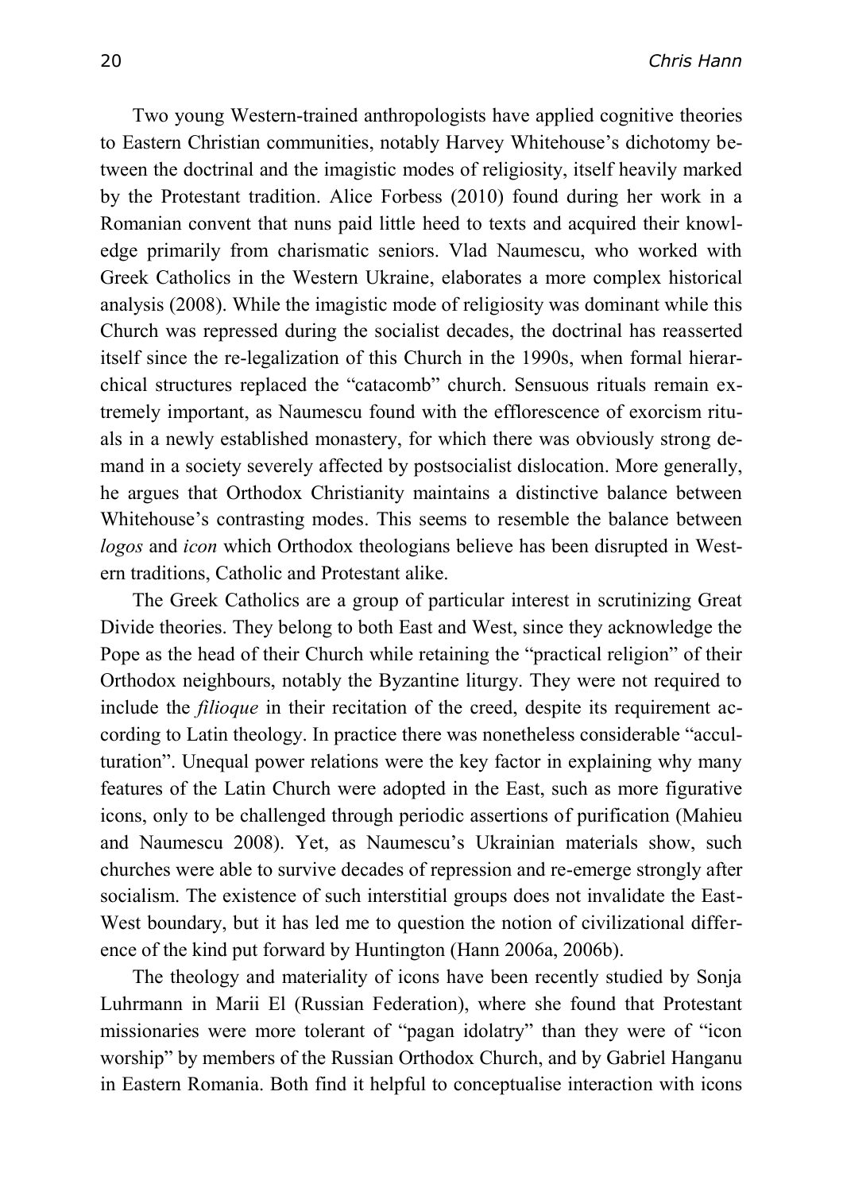Two young Western-trained anthropologists have applied cognitive theories to Eastern Christian communities, notably Harvey Whitehouse's dichotomy between the doctrinal and the imagistic modes of religiosity, itself heavily marked by the Protestant tradition. Alice Forbess (2010) found during her work in a Romanian convent that nuns paid little heed to texts and acquired their knowledge primarily from charismatic seniors. Vlad Naumescu, who worked with Greek Catholics in the Western Ukraine, elaborates a more complex historical analysis (2008). While the imagistic mode of religiosity was dominant while this Church was repressed during the socialist decades, the doctrinal has reasserted itself since the re-legalization of this Church in the 1990s, when formal hierarchical structures replaced the "catacomb" church. Sensuous rituals remain extremely important, as Naumescu found with the efflorescence of exorcism rituals in a newly established monastery, for which there was obviously strong demand in a society severely affected by postsocialist dislocation. More generally, he argues that Orthodox Christianity maintains a distinctive balance between Whitehouse's contrasting modes. This seems to resemble the balance between *logos* and *icon* which Orthodox theologians believe has been disrupted in Western traditions, Catholic and Protestant alike.

The Greek Catholics are a group of particular interest in scrutinizing Great Divide theories. They belong to both East and West, since they acknowledge the Pope as the head of their Church while retaining the "practical religion" of their Orthodox neighbours, notably the Byzantine liturgy. They were not required to include the *filioque* in their recitation of the creed, despite its requirement according to Latin theology. In practice there was nonetheless considerable "acculturation". Unequal power relations were the key factor in explaining why many features of the Latin Church were adopted in the East, such as more figurative icons, only to be challenged through periodic assertions of purification (Mahieu and Naumescu 2008). Yet, as Naumescu's Ukrainian materials show, such churches were able to survive decades of repression and re-emerge strongly after socialism. The existence of such interstitial groups does not invalidate the East-West boundary, but it has led me to question the notion of civilizational difference of the kind put forward by Huntington (Hann 2006a, 2006b).

The theology and materiality of icons have been recently studied by Sonja Luhrmann in Marii El (Russian Federation), where she found that Protestant missionaries were more tolerant of "pagan idolatry" than they were of "icon worship" by members of the Russian Orthodox Church, and by Gabriel Hanganu in Eastern Romania. Both find it helpful to conceptualise interaction with icons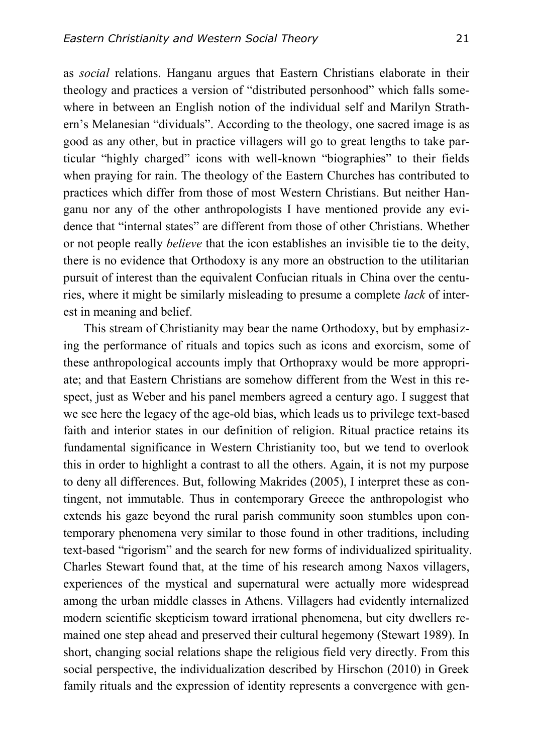as *social* relations. Hanganu argues that Eastern Christians elaborate in their theology and practices a version of "distributed personhood" which falls somewhere in between an English notion of the individual self and Marilyn Strathern's Melanesian "dividuals". According to the theology, one sacred image is as good as any other, but in practice villagers will go to great lengths to take particular "highly charged" icons with well-known "biographies" to their fields when praying for rain. The theology of the Eastern Churches has contributed to practices which differ from those of most Western Christians. But neither Hanganu nor any of the other anthropologists I have mentioned provide any evidence that "internal states" are different from those of other Christians. Whether or not people really *believe* that the icon establishes an invisible tie to the deity, there is no evidence that Orthodoxy is any more an obstruction to the utilitarian pursuit of interest than the equivalent Confucian rituals in China over the centuries, where it might be similarly misleading to presume a complete *lack* of interest in meaning and belief.

This stream of Christianity may bear the name Orthodoxy, but by emphasizing the performance of rituals and topics such as icons and exorcism, some of these anthropological accounts imply that Orthopraxy would be more appropriate; and that Eastern Christians are somehow different from the West in this respect, just as Weber and his panel members agreed a century ago. I suggest that we see here the legacy of the age-old bias, which leads us to privilege text-based faith and interior states in our definition of religion. Ritual practice retains its fundamental significance in Western Christianity too, but we tend to overlook this in order to highlight a contrast to all the others. Again, it is not my purpose to deny all differences. But, following Makrides (2005), I interpret these as contingent, not immutable. Thus in contemporary Greece the anthropologist who extends his gaze beyond the rural parish community soon stumbles upon contemporary phenomena very similar to those found in other traditions, including text-based "rigorism" and the search for new forms of individualized spirituality. Charles Stewart found that, at the time of his research among Naxos villagers, experiences of the mystical and supernatural were actually more widespread among the urban middle classes in Athens. Villagers had evidently internalized modern scientific skepticism toward irrational phenomena, but city dwellers remained one step ahead and preserved their cultural hegemony (Stewart 1989). In short, changing social relations shape the religious field very directly. From this social perspective, the individualization described by Hirschon (2010) in Greek family rituals and the expression of identity represents a convergence with gen-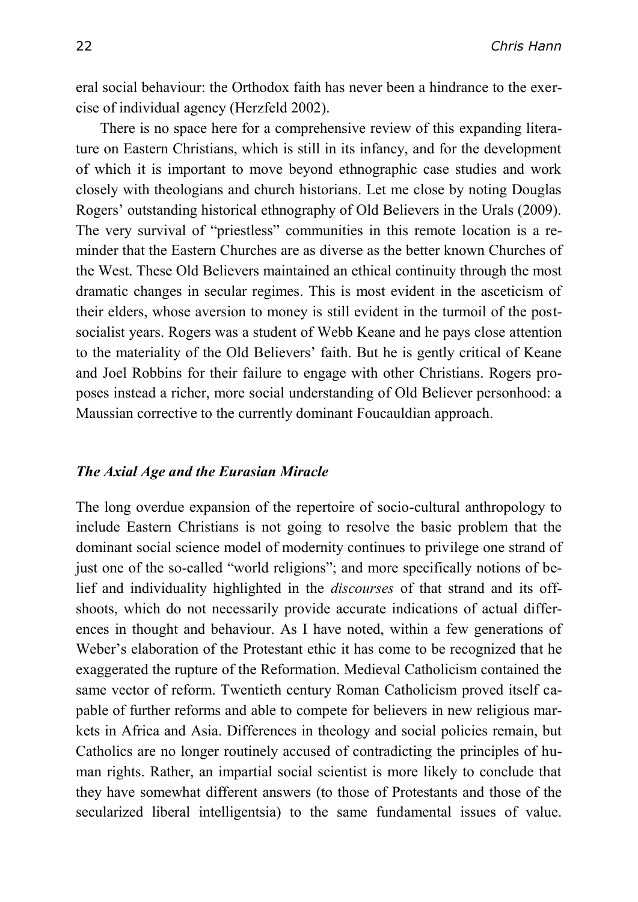eral social behaviour: the Orthodox faith has never been a hindrance to the exercise of individual agency (Herzfeld 2002).

There is no space here for a comprehensive review of this expanding literature on Eastern Christians, which is still in its infancy, and for the development of which it is important to move beyond ethnographic case studies and work closely with theologians and church historians. Let me close by noting Douglas Rogers' outstanding historical ethnography of Old Believers in the Urals (2009). The very survival of "priestless" communities in this remote location is a reminder that the Eastern Churches are as diverse as the better known Churches of the West. These Old Believers maintained an ethical continuity through the most dramatic changes in secular regimes. This is most evident in the asceticism of their elders, whose aversion to money is still evident in the turmoil of the post-socialist years. Rogers was a student of Webb Keane and he pays close attention to the materiality of the Old Believers' faith. But he is gently critical of Keane and Joel Robbins for their failure to engage with other Christians. Rogers proposes instead a richer, more social understanding of Old Believer personhood: a Maussian corrective to the currently dominant Foucauldian approach.

### *The Axial Age and the Eurasian Miracle*

The long overdue expansion of the repertoire of socio-cultural anthropology to include Eastern Christians is not going to resolve the basic problem that the dominant social science model of modernity continues to privilege one strand of just one of the so-called "world religions"; and more specifically notions of belief and individuality highlighted in the *discourses* of that strand and its offshoots, which do not necessarily provide accurate indications of actual differences in thought and behaviour. As I have noted, within a few generations of Weber's elaboration of the Protestant ethic it has come to be recognized that he exaggerated the rupture of the Reformation. Medieval Catholicism contained the same vector of reform. Twentieth century Roman Catholicism proved itself capable of further reforms and able to compete for believers in new religious markets in Africa and Asia. Differences in theology and social policies remain, but Catholics are no longer routinely accused of contradicting the principles of human rights. Rather, an impartial social scientist is more likely to conclude that they have somewhat different answers (to those of Protestants and those of the secularized liberal intelligentsia) to the same fundamental issues of value.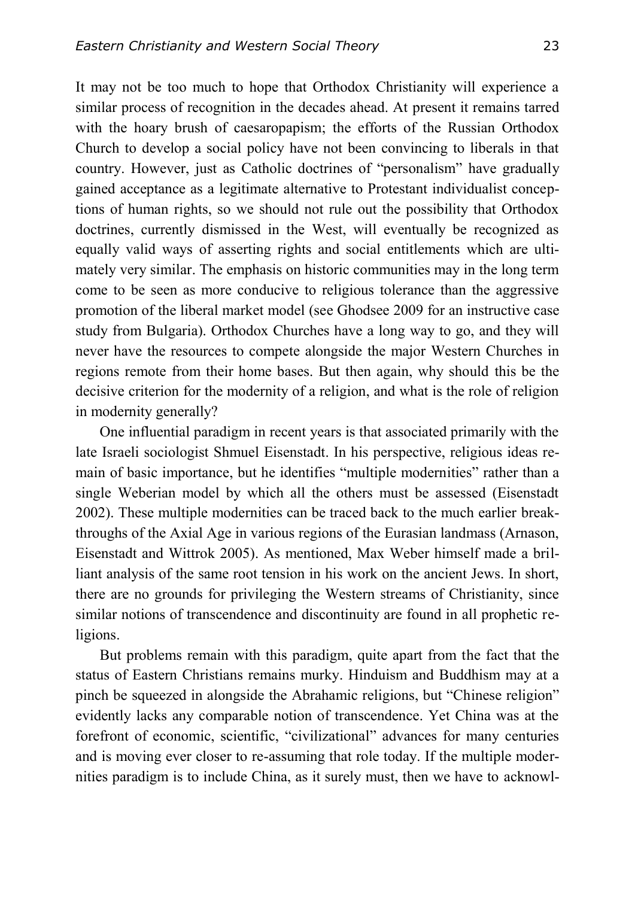It may not be too much to hope that Orthodox Christianity will experience a similar process of recognition in the decades ahead. At present it remains tarred with the hoary brush of caesaropapism; the efforts of the Russian Orthodox Church to develop a social policy have not been convincing to liberals in that country. However, just as Catholic doctrines of "personalism" have gradually gained acceptance as a legitimate alternative to Protestant individualist conceptions of human rights, so we should not rule out the possibility that Orthodox doctrines, currently dismissed in the West, will eventually be recognized as equally valid ways of asserting rights and social entitlements which are ultimately very similar. The emphasis on historic communities may in the long term come to be seen as more conducive to religious tolerance than the aggressive promotion of the liberal market model (see Ghodsee 2009 for an instructive case study from Bulgaria). Orthodox Churches have a long way to go, and they will never have the resources to compete alongside the major Western Churches in regions remote from their home bases. But then again, why should this be the decisive criterion for the modernity of a religion, and what is the role of religion in modernity generally?

One influential paradigm in recent years is that associated primarily with the late Israeli sociologist Shmuel Eisenstadt. In his perspective, religious ideas remain of basic importance, but he identifies "multiple modernities" rather than a single Weberian model by which all the others must be assessed (Eisenstadt 2002). These multiple modernities can be traced back to the much earlier breakthroughs of the Axial Age in various regions of the Eurasian landmass (Arnason, Eisenstadt and Wittrok 2005). As mentioned, Max Weber himself made a brilliant analysis of the same root tension in his work on the ancient Jews. In short, there are no grounds for privileging the Western streams of Christianity, since similar notions of transcendence and discontinuity are found in all prophetic religions.

But problems remain with this paradigm, quite apart from the fact that the status of Eastern Christians remains murky. Hinduism and Buddhism may at a pinch be squeezed in alongside the Abrahamic religions, but "Chinese religion" evidently lacks any comparable notion of transcendence. Yet China was at the forefront of economic, scientific, "civilizational" advances for many centuries and is moving ever closer to re-assuming that role today. If the multiple modernities paradigm is to include China, as it surely must, then we have to acknowl-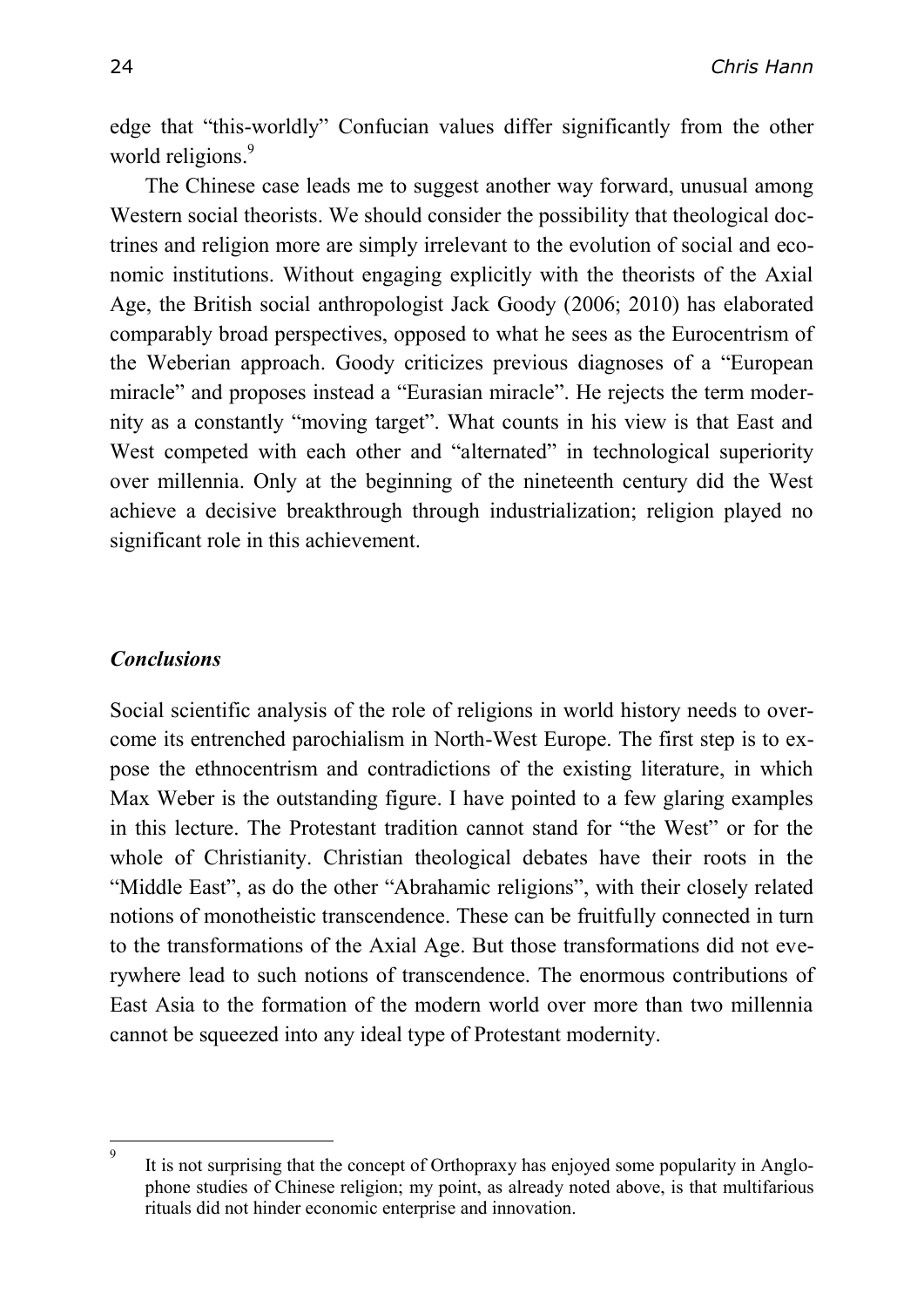edge that "this-worldly" Confucian values differ significantly from the other world religions.[9]

The Chinese case leads me to suggest another way forward, unusual among Western social theorists. We should consider the possibility that theological doctrines and religion more are simply irrelevant to the evolution of social and economic institutions. Without engaging explicitly with the theorists of the Axial Age, the British social anthropologist Jack Goody (2006; 2010) has elaborated comparably broad perspectives, opposed to what he sees as the Eurocentrism of the Weberian approach. Goody criticizes previous diagnoses of a "European miracle" and proposes instead a "Eurasian miracle". He rejects the term modernity as a constantly "moving target". What counts in his view is that East and West competed with each other and "alternated" in technological superiority over millennia. Only at the beginning of the nineteenth century did the West achieve a decisive breakthrough through industrialization; religion played no significant role in this achievement.

### *Conclusions*

Social scientific analysis of the role of religions in world history needs to overcome its entrenched parochialism in North-West Europe. The first step is to expose the ethnocentrism and contradictions of the existing literature, in which Max Weber is the outstanding figure. I have pointed to a few glaring examples in this lecture. The Protestant tradition cannot stand for "the West" or for the whole of Christianity. Christian theological debates have their roots in the "Middle East", as do the other "Abrahamic religions", with their closely related notions of monotheistic transcendence. These can be fruitfully connected in turn to the transformations of the Axial Age. But those transformations did not everywhere lead to such notions of transcendence. The enormous contributions of East Asia to the formation of the modern world over more than two millennia cannot be squeezed into any ideal type of Protestant modernity.

[9] It is not surprising that the concept of Orthopraxy has enjoyed some popularity in Anglophone studies of Chinese religion; my point, as already noted above, is that multifarious rituals did not hinder economic enterprise and innovation.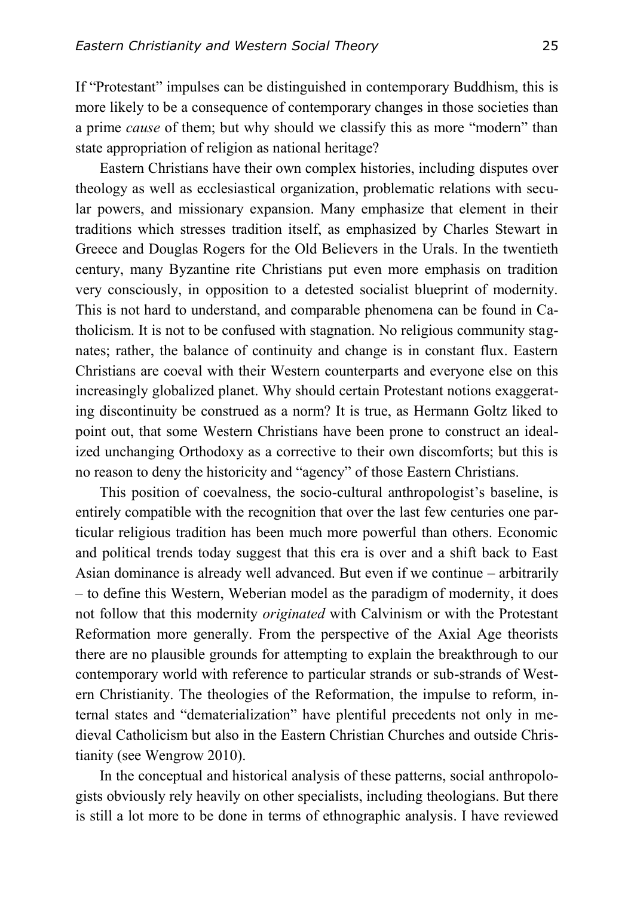If "Protestant" impulses can be distinguished in contemporary Buddhism, this is more likely to be a consequence of contemporary changes in those societies than a prime *cause* of them; but why should we classify this as more "modern" than state appropriation of religion as national heritage?

Eastern Christians have their own complex histories, including disputes over theology as well as ecclesiastical organization, problematic relations with secular powers, and missionary expansion. Many emphasize that element in their traditions which stresses tradition itself, as emphasized by Charles Stewart in Greece and Douglas Rogers for the Old Believers in the Urals. In the twentieth century, many Byzantine rite Christians put even more emphasis on tradition very consciously, in opposition to a detested socialist blueprint of modernity. This is not hard to understand, and comparable phenomena can be found in Catholicism. It is not to be confused with stagnation. No religious community stagnates; rather, the balance of continuity and change is in constant flux. Eastern Christians are coeval with their Western counterparts and everyone else on this increasingly globalized planet. Why should certain Protestant notions exaggerating discontinuity be construed as a norm? It is true, as Hermann Goltz liked to point out, that some Western Christians have been prone to construct an idealized unchanging Orthodoxy as a corrective to their own discomforts; but this is no reason to deny the historicity and "agency" of those Eastern Christians.

This position of coevalness, the socio-cultural anthropologist's baseline, is entirely compatible with the recognition that over the last few centuries one particular religious tradition has been much more powerful than others. Economic and political trends today suggest that this era is over and a shift back to East Asian dominance is already well advanced. But even if we continue – arbitrarily – to define this Western, Weberian model as the paradigm of modernity, it does not follow that this modernity *originated* with Calvinism or with the Protestant Reformation more generally. From the perspective of the Axial Age theorists there are no plausible grounds for attempting to explain the breakthrough to our contemporary world with reference to particular strands or sub-strands of Western Christianity. The theologies of the Reformation, the impulse to reform, internal states and "dematerialization" have plentiful precedents not only in medieval Catholicism but also in the Eastern Christian Churches and outside Christianity (see Wengrow 2010).

In the conceptual and historical analysis of these patterns, social anthropologists obviously rely heavily on other specialists, including theologians. But there is still a lot more to be done in terms of ethnographic analysis. I have reviewed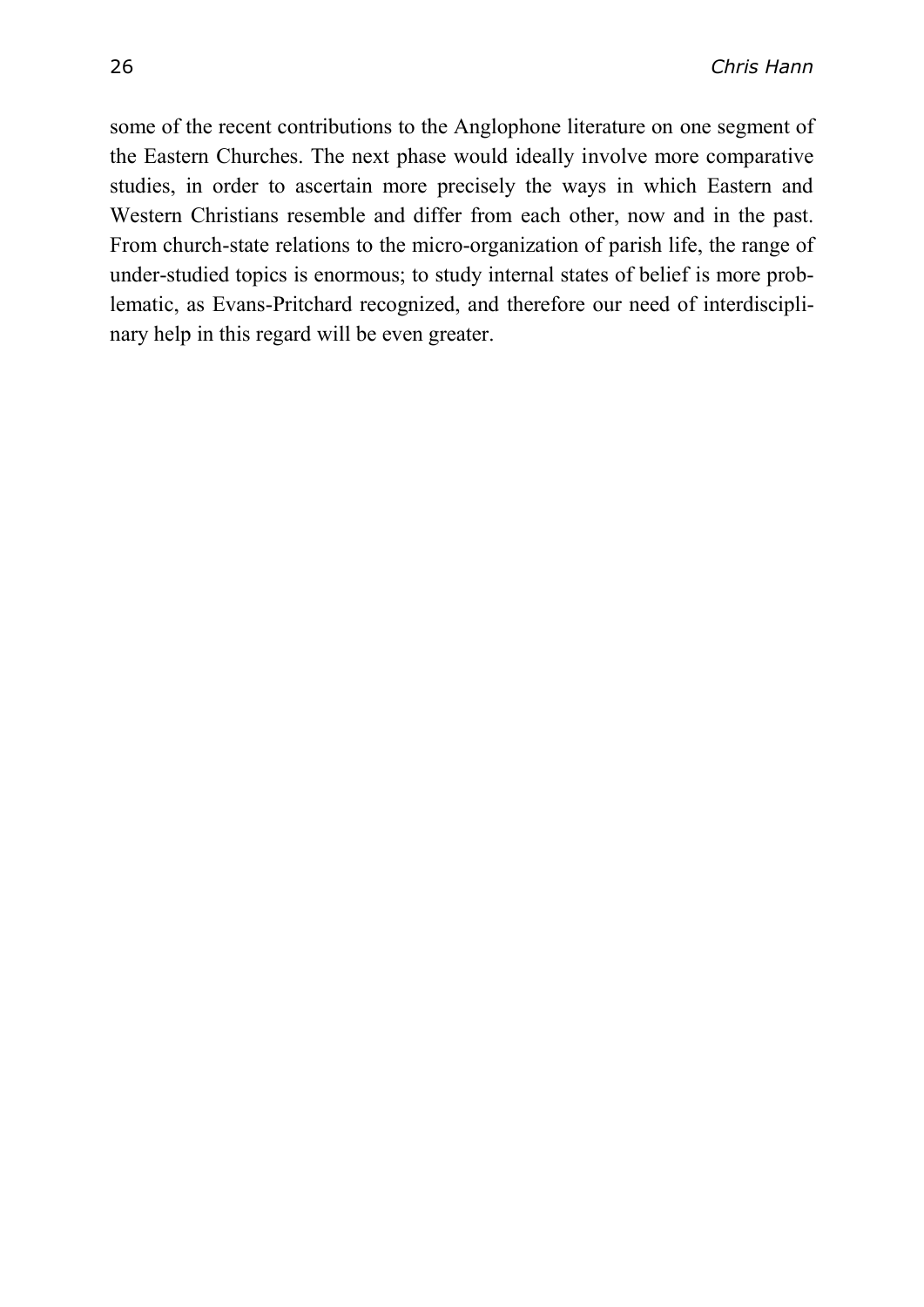some of the recent contributions to the Anglophone literature on one segment of the Eastern Churches. The next phase would ideally involve more comparative studies, in order to ascertain more precisely the ways in which Eastern and Western Christians resemble and differ from each other, now and in the past. From church-state relations to the micro-organization of parish life, the range of under-studied topics is enormous; to study internal states of belief is more problematic, as Evans-Pritchard recognized, and therefore our need of interdisciplinary help in this regard will be even greater.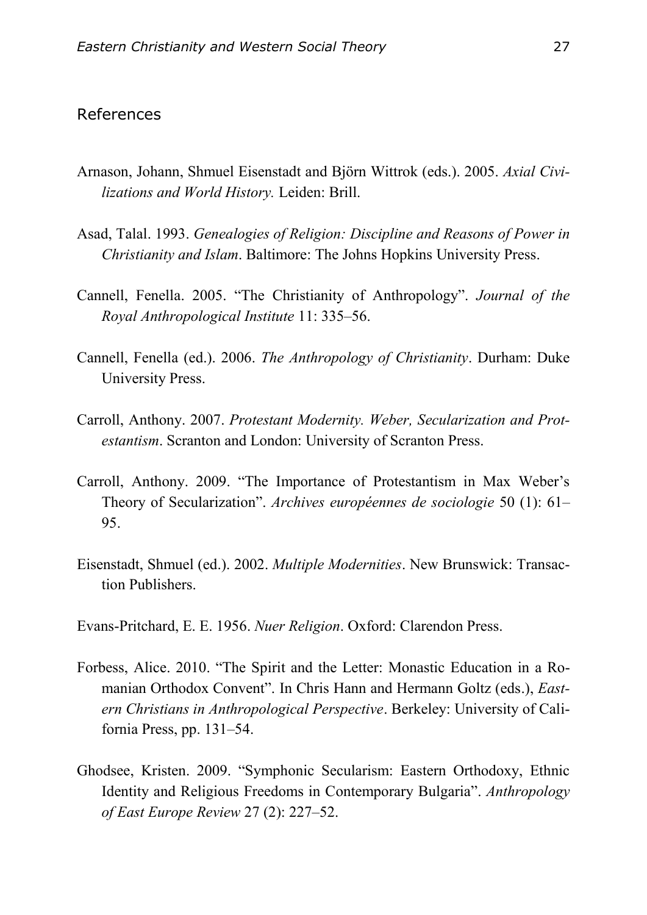## References

Arnason, Johann, Shmuel Eisenstadt and Björn Wittrok (eds.). 2005. *Axial Civilizations and World History.* Leiden: Brill.

Asad, Talal. 1993. *Genealogies of Religion: Discipline and Reasons of Power in Christianity and Islam*. Baltimore: The Johns Hopkins University Press.

Cannell, Fenella. 2005. "The Christianity of Anthropology". *Journal of the Royal Anthropological Institute* 11: 335–56.

Cannell, Fenella (ed.). 2006. *The Anthropology of Christianity*. Durham: Duke University Press.

Carroll, Anthony. 2007. *Protestant Modernity. Weber, Secularization and Protestantism*. Scranton and London: University of Scranton Press.

Carroll, Anthony. 2009. "The Importance of Protestantism in Max Weber's Theory of Secularization". *Archives européennes de sociologie* 50 (1): 61–95.

Eisenstadt, Shmuel (ed.). 2002. *Multiple Modernities*. New Brunswick: Transaction Publishers.

Evans-Pritchard, E. E. 1956. *Nuer Religion*. Oxford: Clarendon Press.

Forbess, Alice. 2010. "The Spirit and the Letter: Monastic Education in a Romanian Orthodox Convent". In Chris Hann and Hermann Goltz (eds.), *Eastern Christians in Anthropological Perspective*. Berkeley: University of California Press, pp. 131–54.

Ghodsee, Kristen. 2009. "Symphonic Secularism: Eastern Orthodoxy, Ethnic Identity and Religious Freedoms in Contemporary Bulgaria". *Anthropology of East Europe Review* 27 (2): 227–52.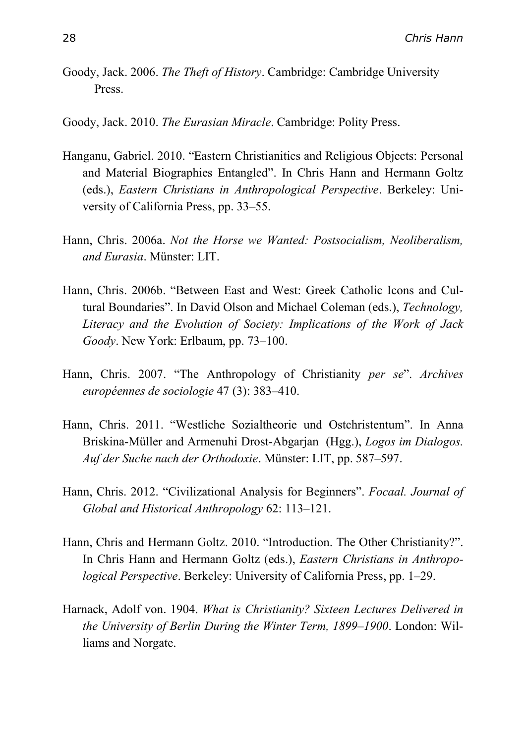Goody, Jack. 2006. *The Theft of History*. Cambridge: Cambridge University Press.

Goody, Jack. 2010. *The Eurasian Miracle*. Cambridge: Polity Press.

Hanganu, Gabriel. 2010. "Eastern Christianities and Religious Objects: Personal and Material Biographies Entangled". In Chris Hann and Hermann Goltz (eds.), *Eastern Christians in Anthropological Perspective*. Berkeley: University of California Press, pp. 33–55.

Hann, Chris. 2006a. *Not the Horse we Wanted: Postsocialism, Neoliberalism, and Eurasia*. Münster: LIT.

Hann, Chris. 2006b. "Between East and West: Greek Catholic Icons and Cultural Boundaries". In David Olson and Michael Coleman (eds.), *Technology, Literacy and the Evolution of Society: Implications of the Work of Jack Goody*. New York: Erlbaum, pp. 73–100.

Hann, Chris. 2007. "The Anthropology of Christianity *per se*". *Archives européennes de sociologie* 47 (3): 383–410.

Hann, Chris. 2011. "Westliche Sozialtheorie und Ostchristentum". In Anna Briskina-Müller and Armenuhi Drost-Abgarjan (Hgg.), *Logos im Dialogos. Auf der Suche nach der Orthodoxie*. Münster: LIT, pp. 587–597.

Hann, Chris. 2012. "Civilizational Analysis for Beginners". *Focaal. Journal of Global and Historical Anthropology* 62: 113–121.

Hann, Chris and Hermann Goltz. 2010. "Introduction. The Other Christianity?". In Chris Hann and Hermann Goltz (eds.), *Eastern Christians in Anthropological Perspective*. Berkeley: University of California Press, pp. 1–29.

Harnack, Adolf von. 1904. *What is Christianity? Sixteen Lectures Delivered in the University of Berlin During the Winter Term, 1899–1900*. London: Williams and Norgate.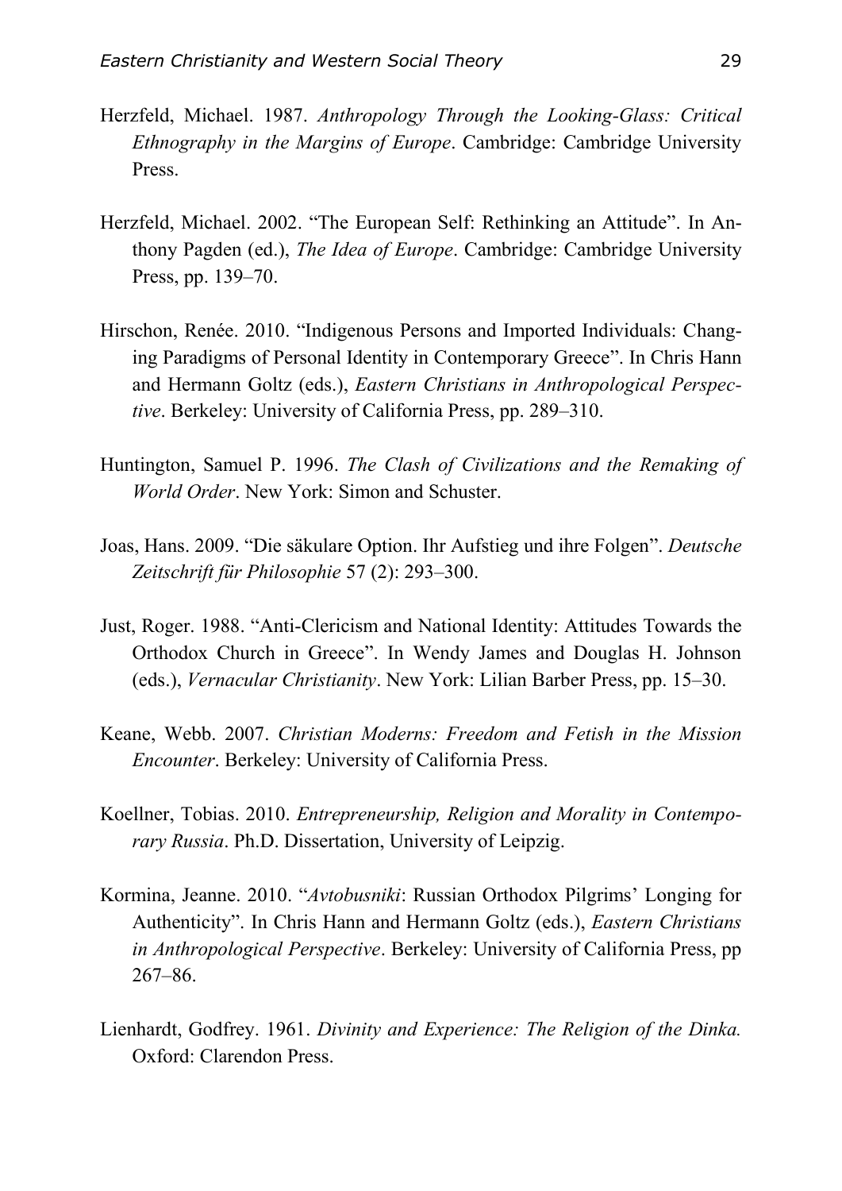Herzfeld, Michael. 1987. *Anthropology Through the Looking-Glass: Critical Ethnography in the Margins of Europe*. Cambridge: Cambridge University Press.

Herzfeld, Michael. 2002. "The European Self: Rethinking an Attitude". In Anthony Pagden (ed.), *The Idea of Europe*. Cambridge: Cambridge University Press, pp. 139–70.

Hirschon, Renée. 2010. "Indigenous Persons and Imported Individuals: Changing Paradigms of Personal Identity in Contemporary Greece". In Chris Hann and Hermann Goltz (eds.), *Eastern Christians in Anthropological Perspective*. Berkeley: University of California Press, pp. 289–310.

Huntington, Samuel P. 1996. *The Clash of Civilizations and the Remaking of World Order*. New York: Simon and Schuster.

Joas, Hans. 2009. "Die säkulare Option. Ihr Aufstieg und ihre Folgen". *Deutsche Zeitschrift für Philosophie* 57 (2): 293–300.

Just, Roger. 1988. "Anti-Clericism and National Identity: Attitudes Towards the Orthodox Church in Greece". In Wendy James and Douglas H. Johnson (eds.), *Vernacular Christianity*. New York: Lilian Barber Press, pp. 15–30.

Keane, Webb. 2007. *Christian Moderns: Freedom and Fetish in the Mission Encounter*. Berkeley: University of California Press.

Koellner, Tobias. 2010. *Entrepreneurship, Religion and Morality in Contemporary Russia*. Ph.D. Dissertation, University of Leipzig.

Kormina, Jeanne. 2010. "*Avtobusniki*: Russian Orthodox Pilgrims' Longing for Authenticity". In Chris Hann and Hermann Goltz (eds.), *Eastern Christians in Anthropological Perspective*. Berkeley: University of California Press, pp 267–86.

Lienhardt, Godfrey. 1961. *Divinity and Experience: The Religion of the Dinka.* Oxford: Clarendon Press.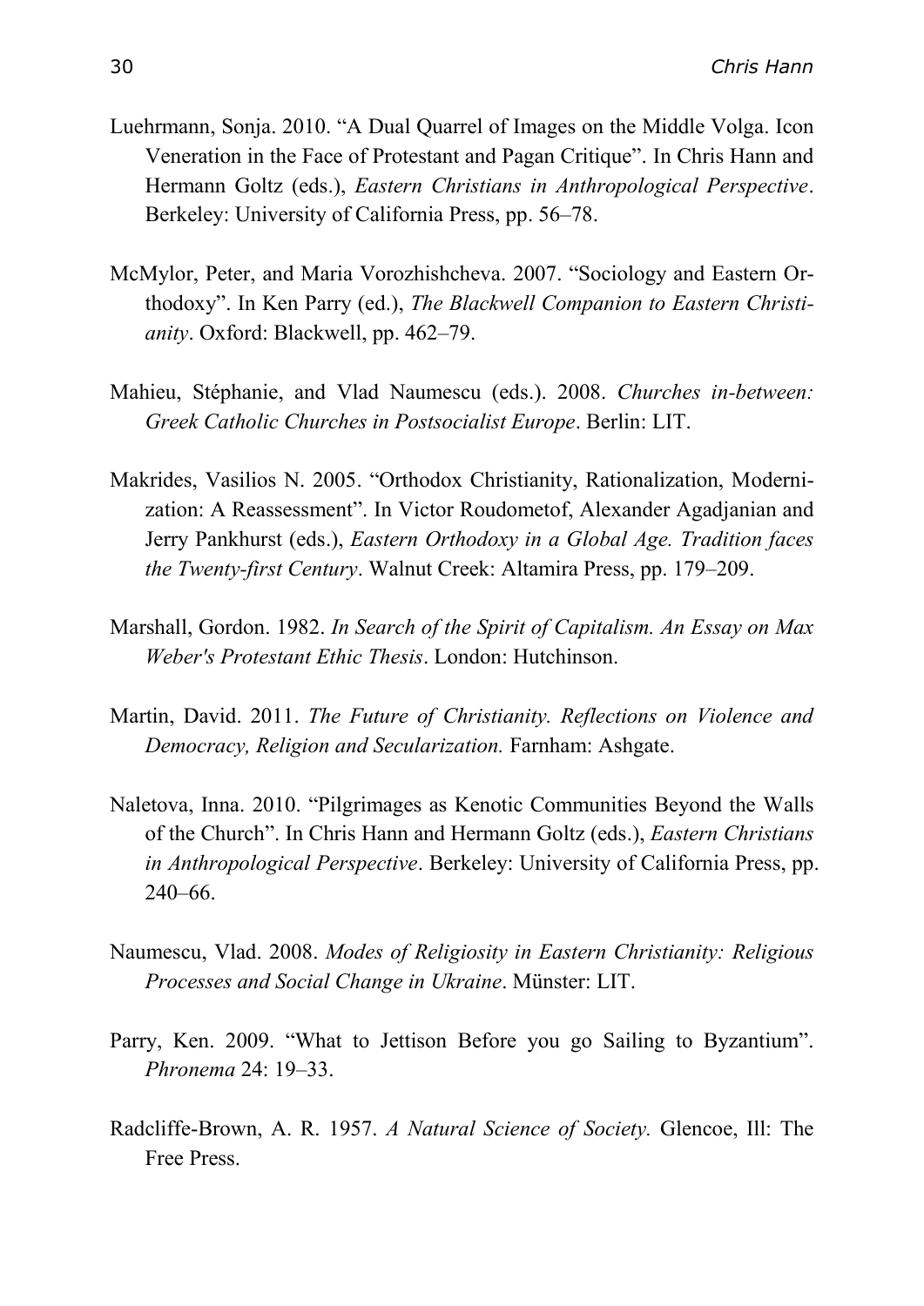Luehrmann, Sonja. 2010. “A Dual Quarrel of Images on the Middle Volga. Icon Veneration in the Face of Protestant and Pagan Critique”. In Chris Hann and Hermann Goltz (eds.), *Eastern Christians in Anthropological Perspective*. Berkeley: University of California Press, pp. 56–78.

McMylor, Peter, and Maria Vorozhishcheva. 2007. “Sociology and Eastern Orthodoxy”. In Ken Parry (ed.), *The Blackwell Companion to Eastern Christianity*. Oxford: Blackwell, pp. 462–79.

Mahieu, Stéphanie, and Vlad Naumescu (eds.). 2008. *Churches in-between: Greek Catholic Churches in Postsocialist Europe*. Berlin: LIT.

Makrides, Vasilios N. 2005. “Orthodox Christianity, Rationalization, Modernization: A Reassessment”. In Victor Roudometof, Alexander Agadjanian and Jerry Pankhurst (eds.), *Eastern Orthodoxy in a Global Age. Tradition faces the Twenty-first Century*. Walnut Creek: Altamira Press, pp. 179–209.

Marshall, Gordon. 1982. *In Search of the Spirit of Capitalism. An Essay on Max Weber's Protestant Ethic Thesis*. London: Hutchinson.

Martin, David. 2011. *The Future of Christianity. Reflections on Violence and Democracy, Religion and Secularization.* Farnham: Ashgate.

Naletova, Inna. 2010. “Pilgrimages as Kenotic Communities Beyond the Walls of the Church”. In Chris Hann and Hermann Goltz (eds.), *Eastern Christians in Anthropological Perspective*. Berkeley: University of California Press, pp. 240–66.

Naumescu, Vlad. 2008. *Modes of Religiosity in Eastern Christianity: Religious Processes and Social Change in Ukraine*. Münster: LIT.

Parry, Ken. 2009. “What to Jettison Before you go Sailing to Byzantium”. *Phronema* 24: 19–33.

Radcliffe-Brown, A. R. 1957. *A Natural Science of Society.* Glencoe, Ill: The Free Press.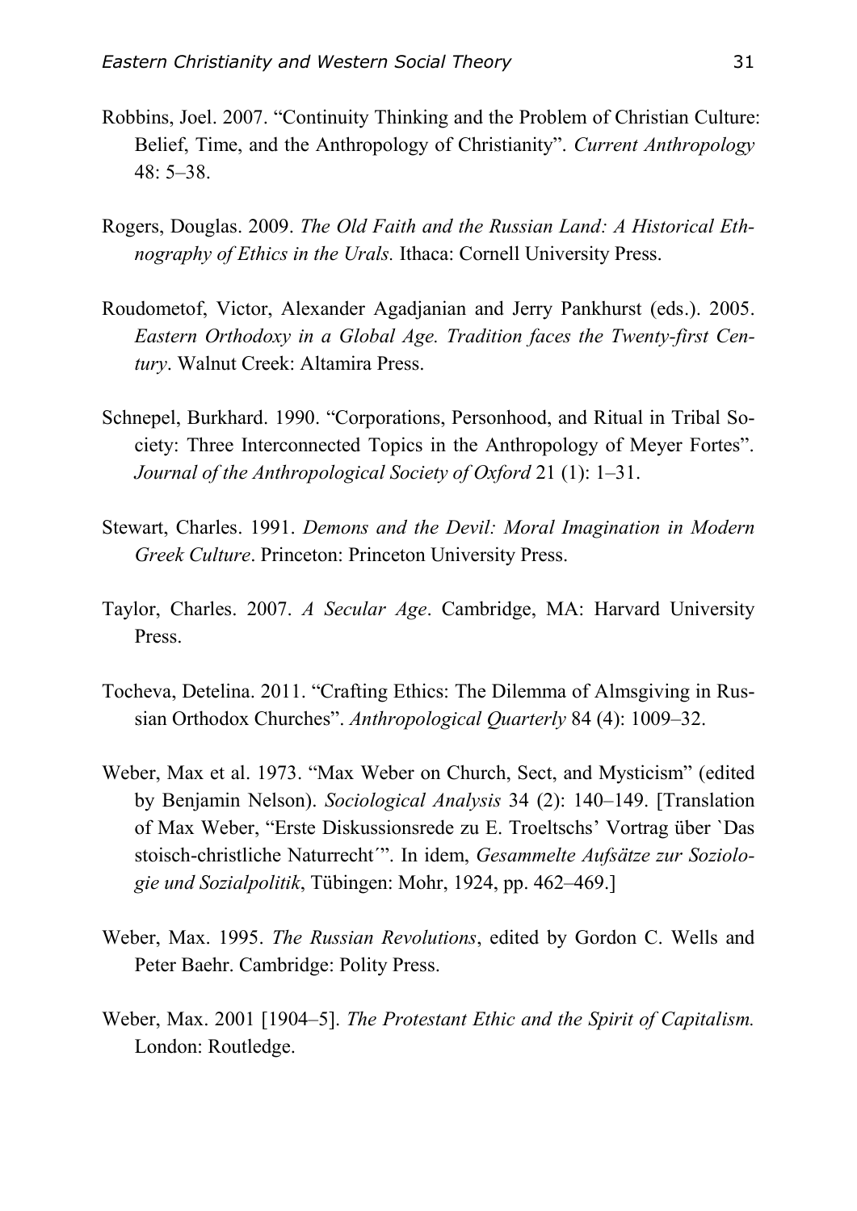Robbins, Joel. 2007. "Continuity Thinking and the Problem of Christian Culture: Belief, Time, and the Anthropology of Christianity". *Current Anthropology* 48: 5–38.

Rogers, Douglas. 2009. *The Old Faith and the Russian Land: A Historical Ethnography of Ethics in the Urals.* Ithaca: Cornell University Press.

Roudometof, Victor, Alexander Agadjanian and Jerry Pankhurst (eds.). 2005. *Eastern Orthodoxy in a Global Age. Tradition faces the Twenty-first Century*. Walnut Creek: Altamira Press.

Schnepel, Burkhard. 1990. "Corporations, Personhood, and Ritual in Tribal Society: Three Interconnected Topics in the Anthropology of Meyer Fortes". *Journal of the Anthropological Society of Oxford* 21 (1): 1–31.

Stewart, Charles. 1991. *Demons and the Devil: Moral Imagination in Modern Greek Culture*. Princeton: Princeton University Press.

Taylor, Charles. 2007. *A Secular Age*. Cambridge, MA: Harvard University Press.

Tocheva, Detelina. 2011. "Crafting Ethics: The Dilemma of Almsgiving in Russian Orthodox Churches". *Anthropological Quarterly* 84 (4): 1009–32.

Weber, Max et al. 1973. "Max Weber on Church, Sect, and Mysticism" (edited by Benjamin Nelson). *Sociological Analysis* 34 (2): 140–149. [Translation of Max Weber, "Erste Diskussionsrede zu E. Troeltschs' Vortrag über `Das stoisch-christliche Naturrecht´". In idem, *Gesammelte Aufsätze zur Soziologie und Sozialpolitik*, Tübingen: Mohr, 1924, pp. 462–469.]

Weber, Max. 1995. *The Russian Revolutions*, edited by Gordon C. Wells and Peter Baehr. Cambridge: Polity Press.

Weber, Max. 2001 [1904–5]. *The Protestant Ethic and the Spirit of Capitalism.* London: Routledge.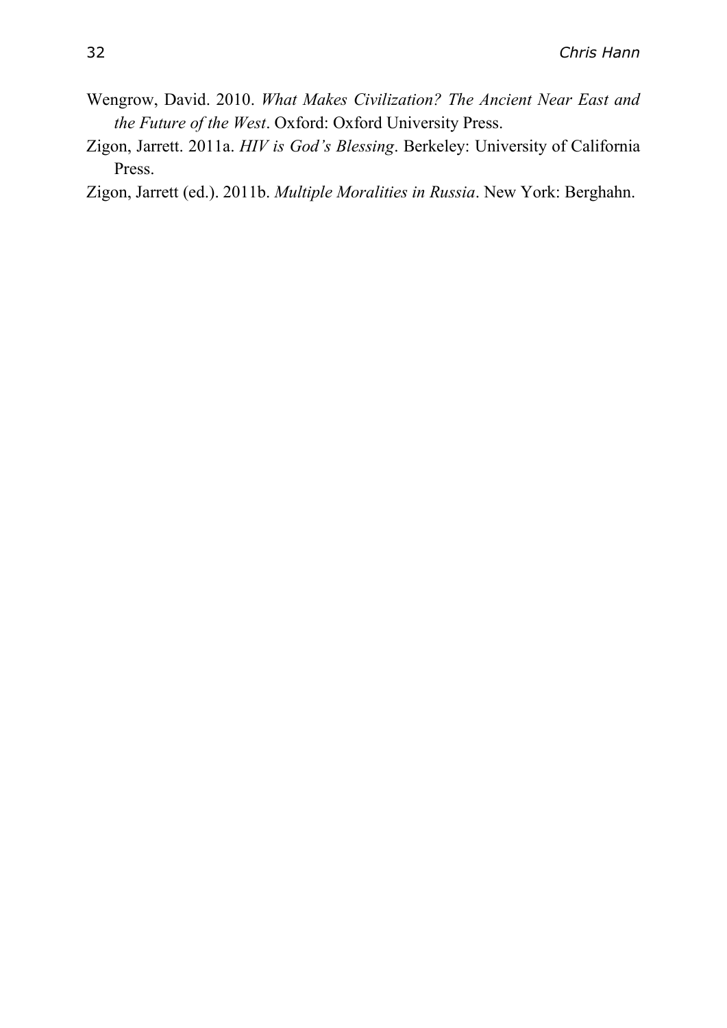Wengrow, David. 2010. *What Makes Civilization? The Ancient Near East and the Future of the West*. Oxford: Oxford University Press.

Zigon, Jarrett. 2011a. *HIV is God's Blessing*. Berkeley: University of California Press.

Zigon, Jarrett (ed.). 2011b. *Multiple Moralities in Russia*. New York: Berghahn.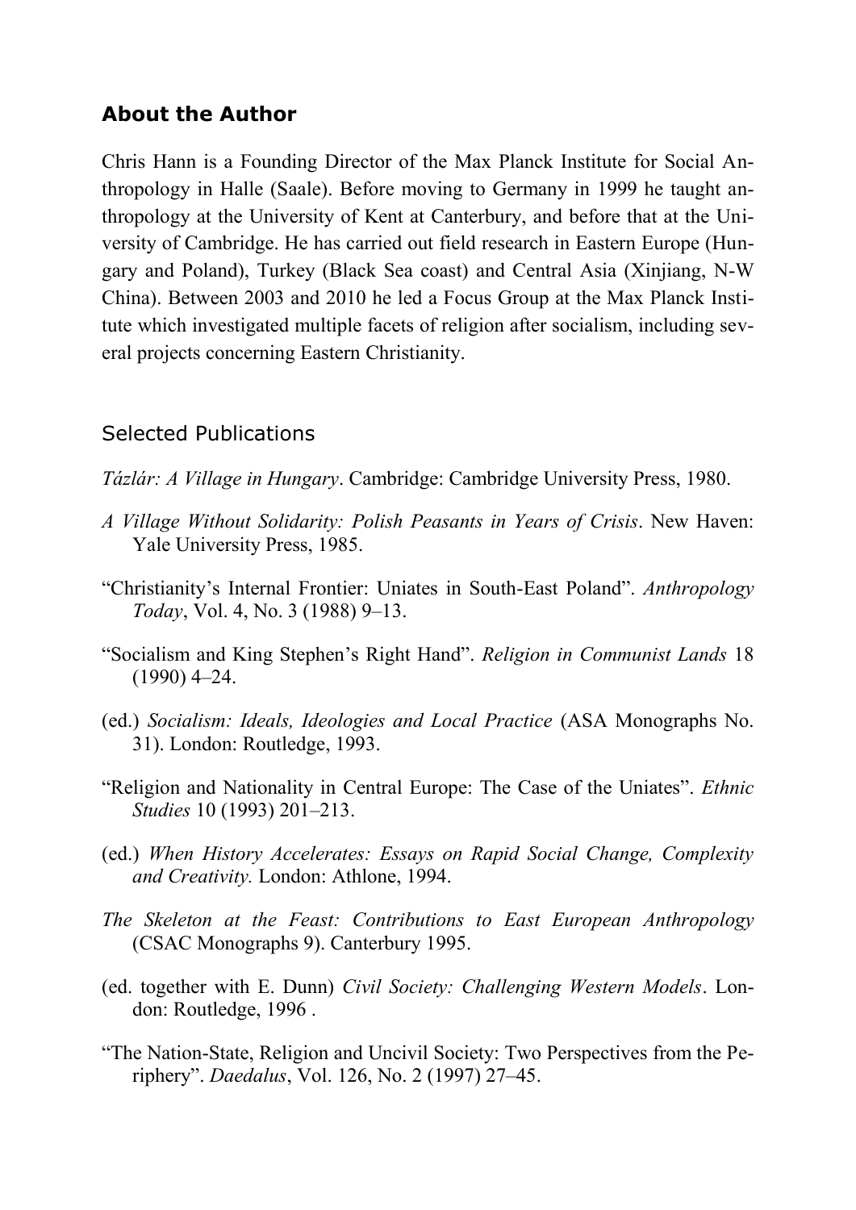## About the Author

Chris Hann is a Founding Director of the Max Planck Institute for Social Anthropology in Halle (Saale). Before moving to Germany in 1999 he taught anthropology at the University of Kent at Canterbury, and before that at the University of Cambridge. He has carried out field research in Eastern Europe (Hungary and Poland), Turkey (Black Sea coast) and Central Asia (Xinjiang, N-W China). Between 2003 and 2010 he led a Focus Group at the Max Planck Institute which investigated multiple facets of religion after socialism, including several projects concerning Eastern Christianity.

### Selected Publications

*Tázlár: A Village in Hungary*. Cambridge: Cambridge University Press, 1980.

*A Village Without Solidarity: Polish Peasants in Years of Crisis*. New Haven: Yale University Press, 1985.

"Christianity's Internal Frontier: Uniates in South-East Poland". *Anthropology Today*, Vol. 4, No. 3 (1988) 9–13.

"Socialism and King Stephen's Right Hand". *Religion in Communist Lands* 18 (1990) 4–24.

(ed.) *Socialism: Ideals, Ideologies and Local Practice* (ASA Monographs No. 31). London: Routledge, 1993.

"Religion and Nationality in Central Europe: The Case of the Uniates". *Ethnic Studies* 10 (1993) 201–213.

(ed.) *When History Accelerates: Essays on Rapid Social Change, Complexity and Creativity.* London: Athlone, 1994.

*The Skeleton at the Feast: Contributions to East European Anthropology* (CSAC Monographs 9). Canterbury 1995.

(ed. together with E. Dunn) *Civil Society: Challenging Western Models*. London: Routledge, 1996 .

"The Nation-State, Religion and Uncivil Society: Two Perspectives from the Periphery". *Daedalus*, Vol. 126, No. 2 (1997) 27–45.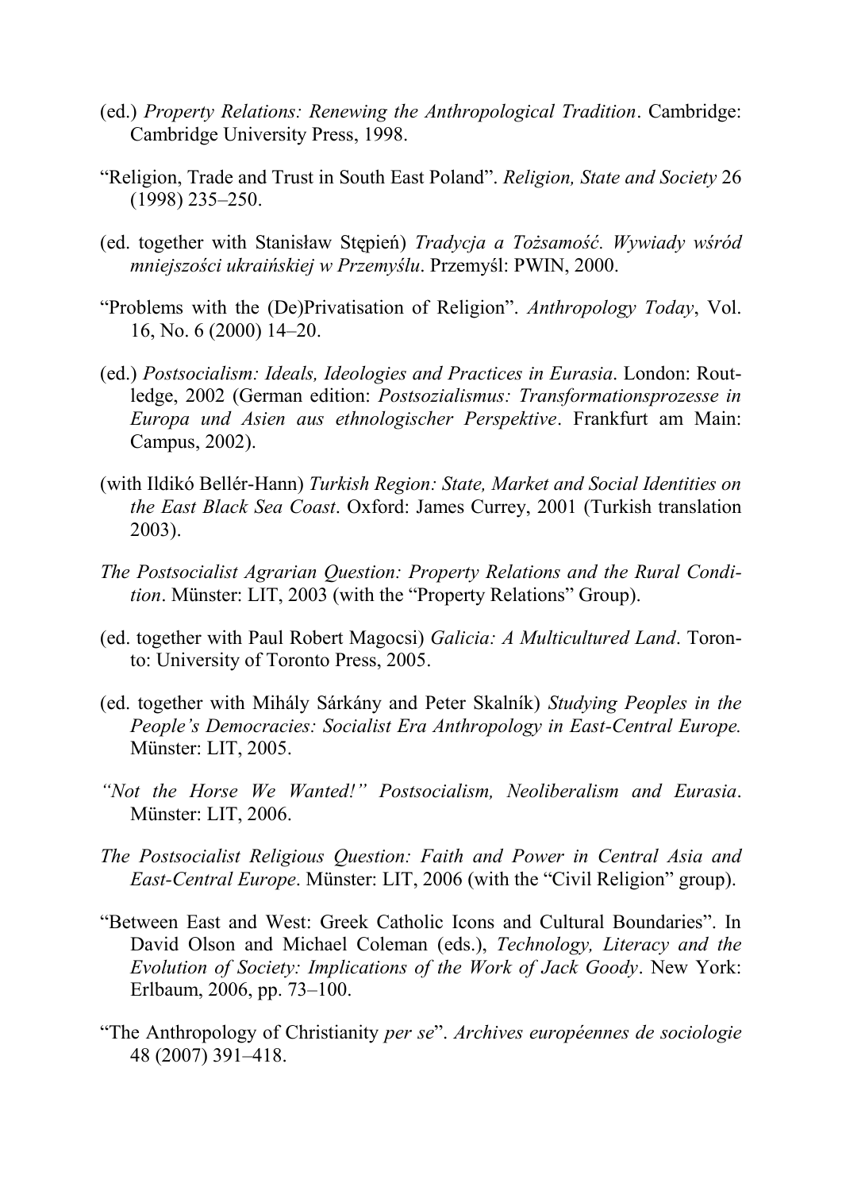(ed.) *Property Relations: Renewing the Anthropological Tradition*. Cambridge: Cambridge University Press, 1998.

“Religion, Trade and Trust in South East Poland”. *Religion, State and Society* 26 (1998) 235–250.

(ed. together with Stanisław Stępień) *Tradycja a Tożsamość. Wywiady wśród mniejszości ukraińskiej w Przemyślu*. Przemyśl: PWIN, 2000.

“Problems with the (De)Privatisation of Religion”. *Anthropology Today*, Vol. 16, No. 6 (2000) 14–20.

(ed.) *Postsocialism: Ideals, Ideologies and Practices in Eurasia*. London: Routledge, 2002 (German edition: *Postsozialismus: Transformationsprozesse in Europa und Asien aus ethnologischer Perspektive*. Frankfurt am Main: Campus, 2002).

(with Ildikó Bellér-Hann) *Turkish Region: State, Market and Social Identities on the East Black Sea Coast*. Oxford: James Currey, 2001 (Turkish translation 2003).

*The Postsocialist Agrarian Question: Property Relations and the Rural Condition*. Münster: LIT, 2003 (with the “Property Relations” Group).

(ed. together with Paul Robert Magocsi) *Galicia: A Multicultured Land*. Toronto: University of Toronto Press, 2005.

(ed. together with Mihály Sárkány and Peter Skalník) *Studying Peoples in the People’s Democracies: Socialist Era Anthropology in East-Central Europe.* Münster: LIT, 2005.

*“Not the Horse We Wanted!” Postsocialism, Neoliberalism and Eurasia*. Münster: LIT, 2006.

*The Postsocialist Religious Question: Faith and Power in Central Asia and East-Central Europe*. Münster: LIT, 2006 (with the “Civil Religion” group).

“Between East and West: Greek Catholic Icons and Cultural Boundaries”. In David Olson and Michael Coleman (eds.), *Technology, Literacy and the Evolution of Society: Implications of the Work of Jack Goody*. New York: Erlbaum, 2006, pp. 73–100.

“The Anthropology of Christianity *per se*”. *Archives européennes de sociologie* 48 (2007) 391–418.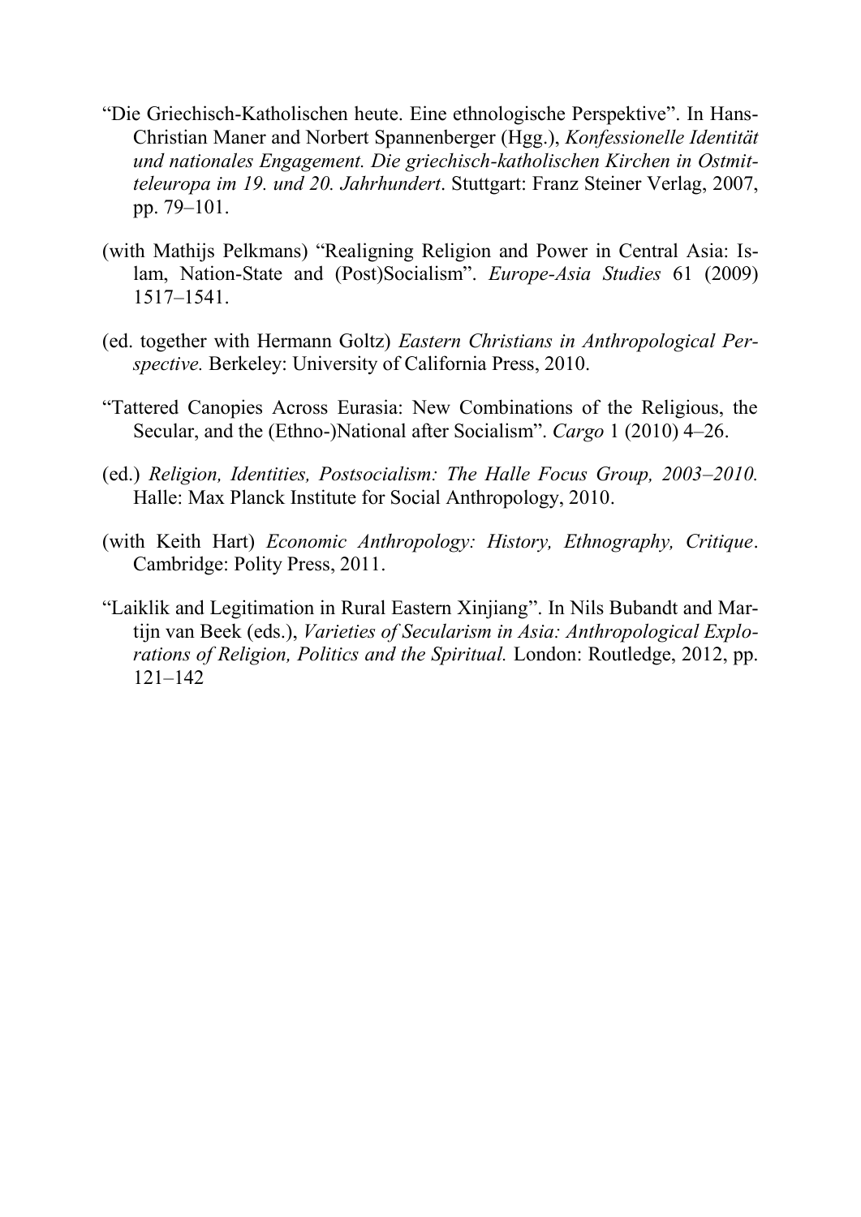"Die Griechisch-Katholischen heute. Eine ethnologische Perspektive". In Hans-Christian Maner and Norbert Spannenberger (Hgg.), *Konfessionelle Identität und nationales Engagement. Die griechisch-katholischen Kirchen in Ostmitteleuropa im 19. und 20. Jahrhundert*. Stuttgart: Franz Steiner Verlag, 2007, pp. 79–101.

(with Mathijs Pelkmans) "Realigning Religion and Power in Central Asia: Islam, Nation-State and (Post)Socialism". *Europe-Asia Studies* 61 (2009) 1517–1541.

(ed. together with Hermann Goltz) *Eastern Christians in Anthropological Perspective.* Berkeley: University of California Press, 2010.

"Tattered Canopies Across Eurasia: New Combinations of the Religious, the Secular, and the (Ethno-)National after Socialism". *Cargo* 1 (2010) 4–26.

(ed.) *Religion, Identities, Postsocialism: The Halle Focus Group, 2003–2010.* Halle: Max Planck Institute for Social Anthropology, 2010.

(with Keith Hart) *Economic Anthropology: History, Ethnography, Critique*. Cambridge: Polity Press, 2011.

"Laiklik and Legitimation in Rural Eastern Xinjiang". In Nils Bubandt and Martijn van Beek (eds.), *Varieties of Secularism in Asia: Anthropological Explorations of Religion, Politics and the Spiritual.* London: Routledge, 2012, pp. 121–142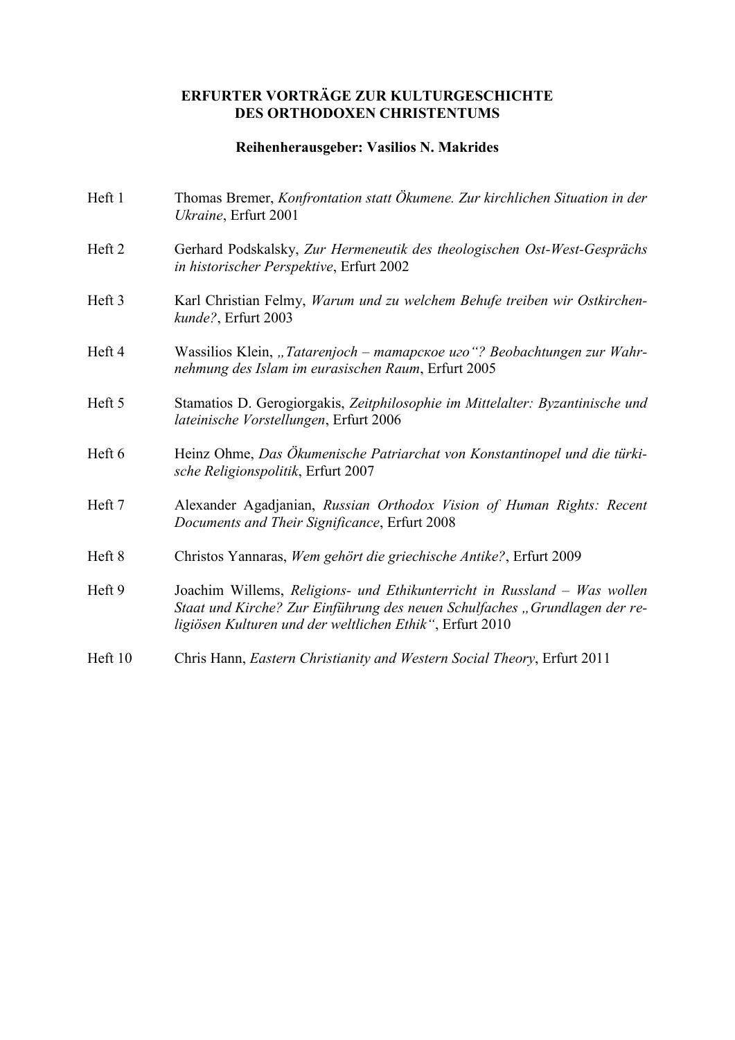**ERFURTER VORTRÄGE ZUR KULTURGESCHICHTE DES ORTHODOXEN CHRISTENTUMS**

**Reihenherausgeber: Vasilios N. Makrides**

| | |
|---|---|
| Heft 1 | Thomas Bremer, *Konfrontation statt Ökumene. Zur kirchlichen Situation in der Ukraine*, Erfurt 2001 |
| Heft 2 | Gerhard Podskalsky, *Zur Hermeneutik des theologischen Ost-West-Gesprächs in historischer Perspektive*, Erfurt 2002 |
| Heft 3 | Karl Christian Felmy, *Warum und zu welchem Behufe treiben wir Ostkirchenkunde?*, Erfurt 2003 |
| Heft 4 | Wassilios Klein, *„Tatarenjoch – татарское иго“? Beobachtungen zur Wahrnehmung des Islam im eurasischen Raum*, Erfurt 2005 |
| Heft 5 | Stamatios D. Gerogiorgakis, *Zeitphilosophie im Mittelalter: Byzantinische und lateinische Vorstellungen*, Erfurt 2006 |
| Heft 6 | Heinz Ohme, *Das Ökumenische Patriarchat von Konstantinopel und die türkische Religionspolitik*, Erfurt 2007 |
| Heft 7 | Alexander Agadjanian, *Russian Orthodox Vision of Human Rights: Recent Documents and Their Significance*, Erfurt 2008 |
| Heft 8 | Christos Yannaras, *Wem gehört die griechische Antike?*, Erfurt 2009 |
| Heft 9 | Joachim Willems, *Religions- und Ethikunterricht in Russland – Was wollen Staat und Kirche? Zur Einführung des neuen Schulfaches „Grundlagen der religiösen Kulturen und der weltlichen Ethik“*, Erfurt 2010 |
| Heft 10 | Chris Hann, *Eastern Christianity and Western Social Theory*, Erfurt 2011 |